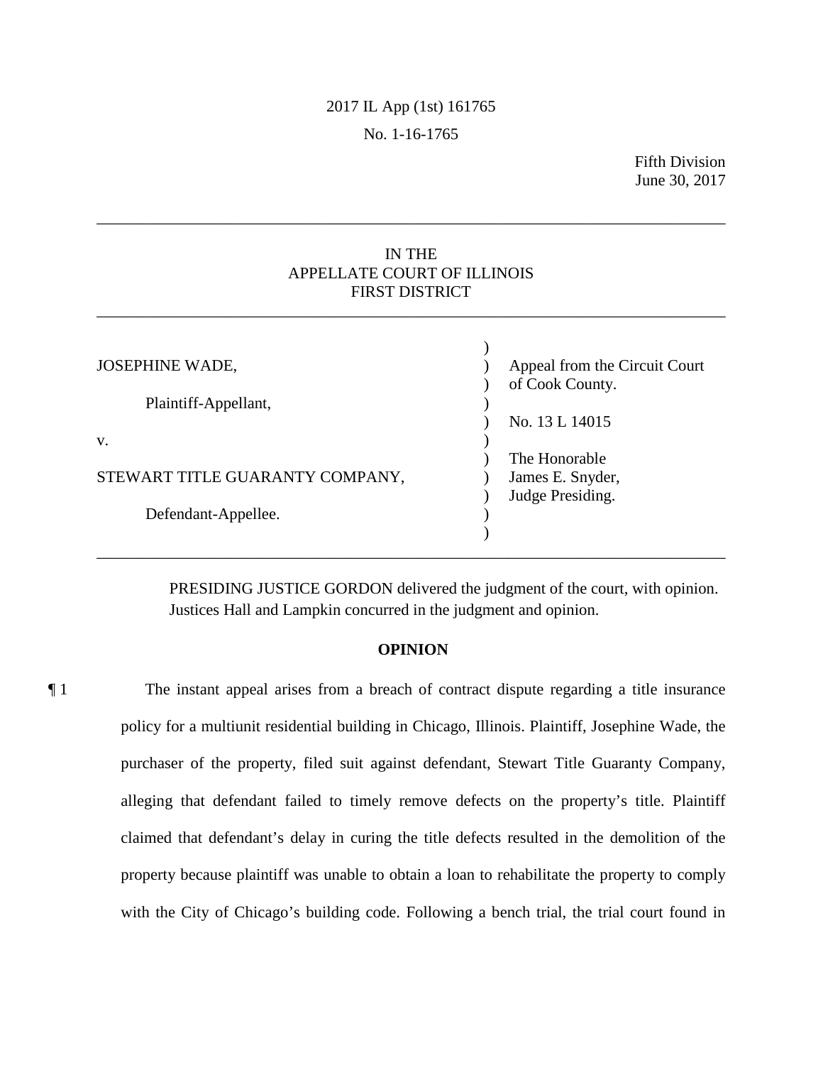2017 IL App (1st) 161765

No. 1-16-1765

Fifth Division
June 30, 2017

---

IN THE
APPELLATE COURT OF ILLINOIS
FIRST DISTRICT

---

| | |
|---|---|
| JOSEPHINE WADE, | Appeal from the Circuit Court of Cook County. |
| Plaintiff-Appellant, | |
| | No. 13 L 14015 |
| v. | |
| | The Honorable |
| STEWART TITLE GUARANTY COMPANY, | James E. Snyder, |
| | Judge Presiding. |
| Defendant-Appellee. | |

---

PRESIDING JUSTICE GORDON delivered the judgment of the court, with opinion.
Justices Hall and Lampkin concurred in the judgment and opinion.

**OPINION**

¶ 1 The instant appeal arises from a breach of contract dispute regarding a title insurance policy for a multiunit residential building in Chicago, Illinois. Plaintiff, Josephine Wade, the purchaser of the property, filed suit against defendant, Stewart Title Guaranty Company, alleging that defendant failed to timely remove defects on the property's title. Plaintiff claimed that defendant's delay in curing the title defects resulted in the demolition of the property because plaintiff was unable to obtain a loan to rehabilitate the property to comply with the City of Chicago's building code. Following a bench trial, the trial court found in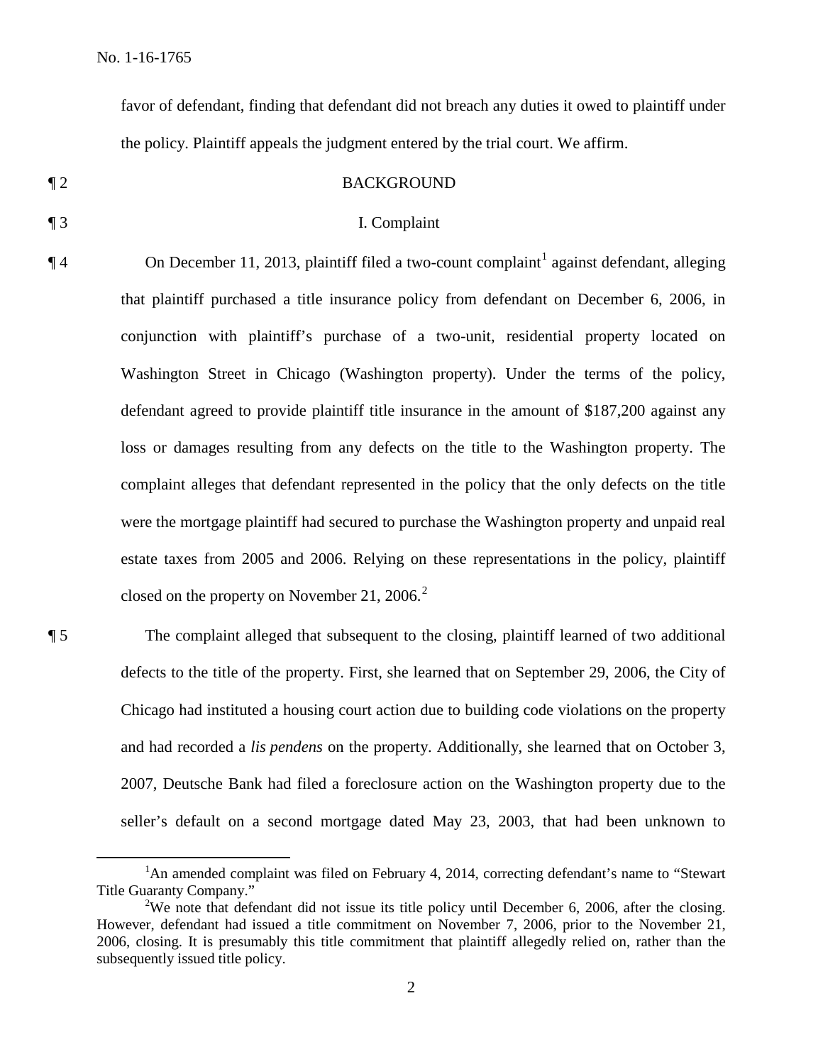favor of defendant, finding that defendant did not breach any duties it owed to plaintiff under the policy. Plaintiff appeals the judgment entered by the trial court. We affirm.

¶ 2 BACKGROUND

¶ 3 I. Complaint

¶ 4 On December 11, 2013, plaintiff filed a two-count complaint[1] against defendant, alleging that plaintiff purchased a title insurance policy from defendant on December 6, 2006, in conjunction with plaintiff's purchase of a two-unit, residential property located on Washington Street in Chicago (Washington property). Under the terms of the policy, defendant agreed to provide plaintiff title insurance in the amount of $187,200 against any loss or damages resulting from any defects on the title to the Washington property. The complaint alleges that defendant represented in the policy that the only defects on the title were the mortgage plaintiff had secured to purchase the Washington property and unpaid real estate taxes from 2005 and 2006. Relying on these representations in the policy, plaintiff closed on the property on November 21, 2006.[2]

¶ 5 The complaint alleged that subsequent to the closing, plaintiff learned of two additional defects to the title of the property. First, she learned that on September 29, 2006, the City of Chicago had instituted a housing court action due to building code violations on the property and had recorded a *lis pendens* on the property. Additionally, she learned that on October 3, 2007, Deutsche Bank had filed a foreclosure action on the Washington property due to the seller's default on a second mortgage dated May 23, 2003, that had been unknown to

---

[1] An amended complaint was filed on February 4, 2014, correcting defendant's name to "Stewart Title Guaranty Company."

[2] We note that defendant did not issue its title policy until December 6, 2006, after the closing. However, defendant had issued a title commitment on November 7, 2006, prior to the November 21, 2006, closing. It is presumably this title commitment that plaintiff allegedly relied on, rather than the subsequently issued title policy.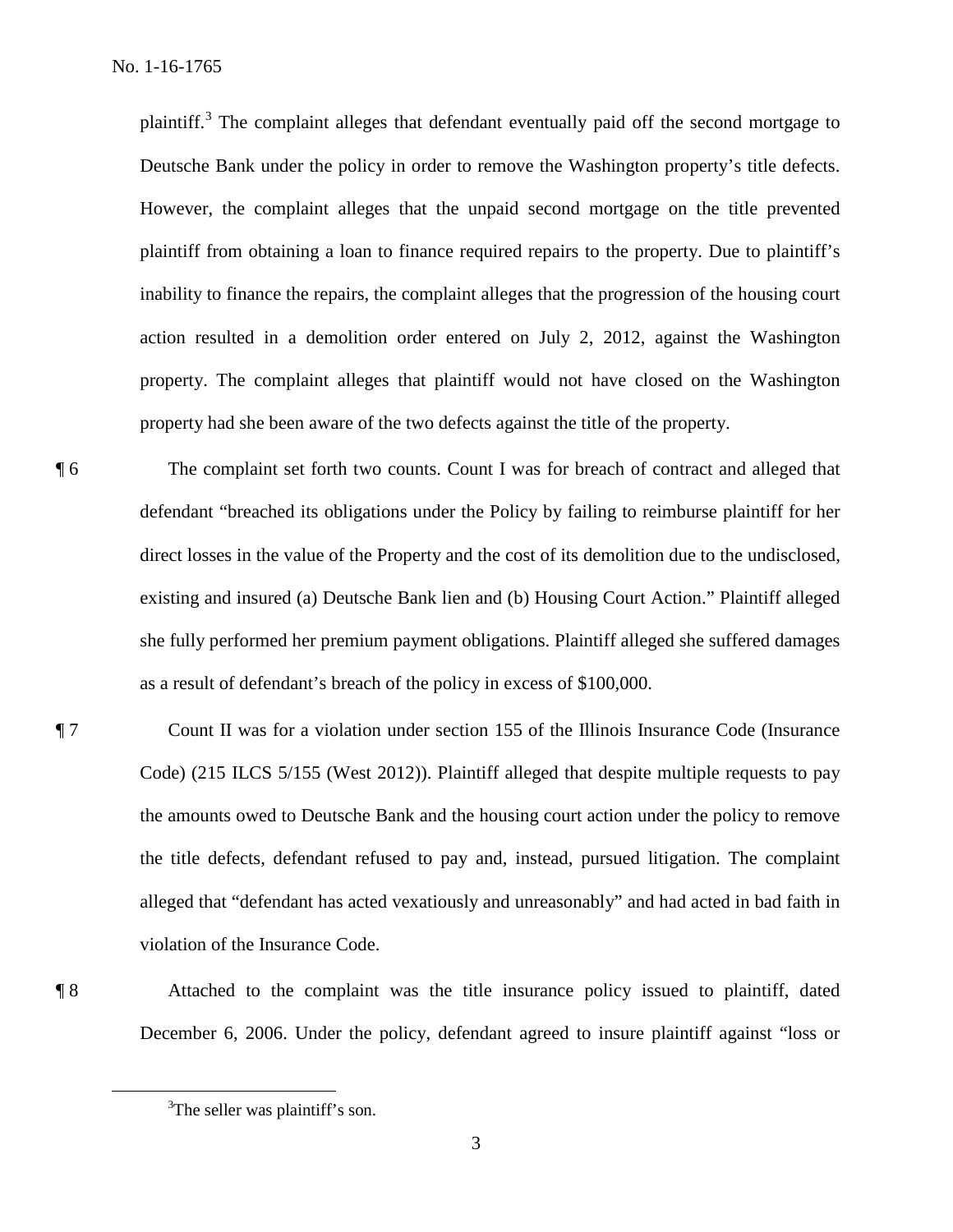plaintiff.[3] The complaint alleges that defendant eventually paid off the second mortgage to Deutsche Bank under the policy in order to remove the Washington property's title defects. However, the complaint alleges that the unpaid second mortgage on the title prevented plaintiff from obtaining a loan to finance required repairs to the property. Due to plaintiff's inability to finance the repairs, the complaint alleges that the progression of the housing court action resulted in a demolition order entered on July 2, 2012, against the Washington property. The complaint alleges that plaintiff would not have closed on the Washington property had she been aware of the two defects against the title of the property.

¶ 6 The complaint set forth two counts. Count I was for breach of contract and alleged that defendant "breached its obligations under the Policy by failing to reimburse plaintiff for her direct losses in the value of the Property and the cost of its demolition due to the undisclosed, existing and insured (a) Deutsche Bank lien and (b) Housing Court Action." Plaintiff alleged she fully performed her premium payment obligations. Plaintiff alleged she suffered damages as a result of defendant's breach of the policy in excess of $100,000.

¶ 7 Count II was for a violation under section 155 of the Illinois Insurance Code (Insurance Code) (215 ILCS 5/155 (West 2012)). Plaintiff alleged that despite multiple requests to pay the amounts owed to Deutsche Bank and the housing court action under the policy to remove the title defects, defendant refused to pay and, instead, pursued litigation. The complaint alleged that "defendant has acted vexatiously and unreasonably" and had acted in bad faith in violation of the Insurance Code.

¶ 8 Attached to the complaint was the title insurance policy issued to plaintiff, dated December 6, 2006. Under the policy, defendant agreed to insure plaintiff against "loss or

[3] The seller was plaintiff's son.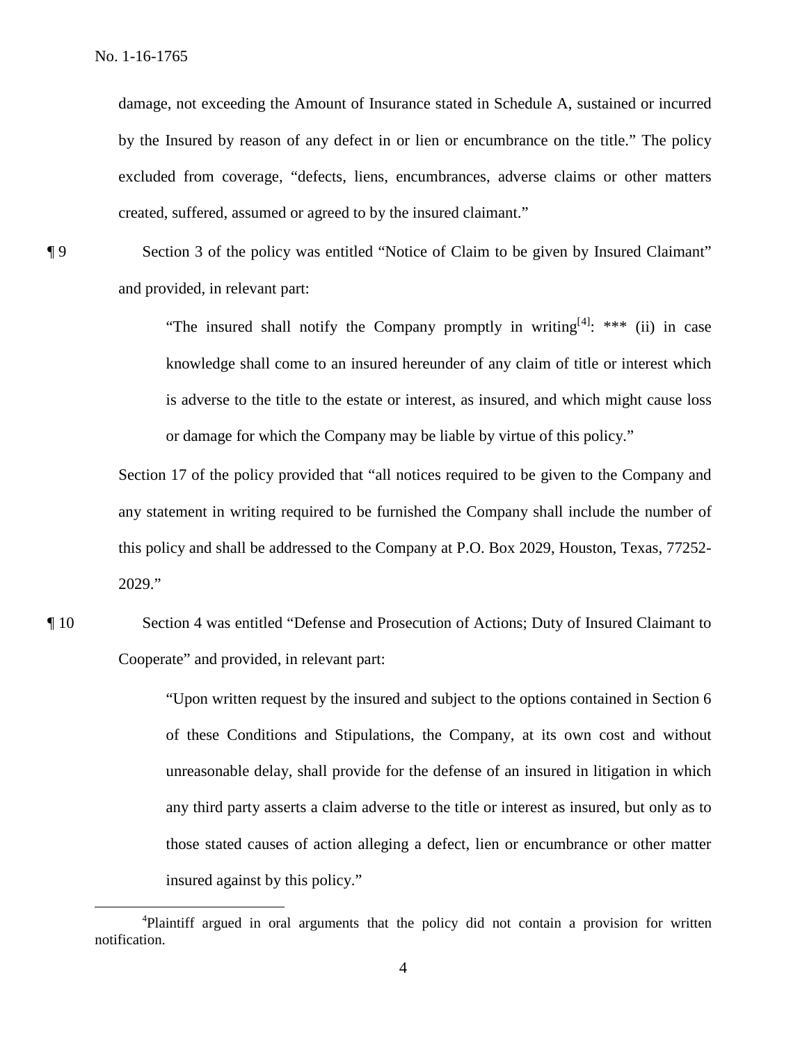damage, not exceeding the Amount of Insurance stated in Schedule A, sustained or incurred by the Insured by reason of any defect in or lien or encumbrance on the title." The policy excluded from coverage, "defects, liens, encumbrances, adverse claims or other matters created, suffered, assumed or agreed to by the insured claimant."

¶ 9 Section 3 of the policy was entitled "Notice of Claim to be given by Insured Claimant" and provided, in relevant part:

> "The insured shall notify the Company promptly in writing[4]: *** (ii) in case knowledge shall come to an insured hereunder of any claim of title or interest which is adverse to the title to the estate or interest, as insured, and which might cause loss or damage for which the Company may be liable by virtue of this policy."

Section 17 of the policy provided that "all notices required to be given to the Company and any statement in writing required to be furnished the Company shall include the number of this policy and shall be addressed to the Company at P.O. Box 2029, Houston, Texas, 77252-2029."

¶ 10 Section 4 was entitled "Defense and Prosecution of Actions; Duty of Insured Claimant to Cooperate" and provided, in relevant part:

> "Upon written request by the insured and subject to the options contained in Section 6 of these Conditions and Stipulations, the Company, at its own cost and without unreasonable delay, shall provide for the defense of an insured in litigation in which any third party asserts a claim adverse to the title or interest as insured, but only as to those stated causes of action alleging a defect, lien or encumbrance or other matter insured against by this policy."

---

[4] Plaintiff argued in oral arguments that the policy did not contain a provision for written notification.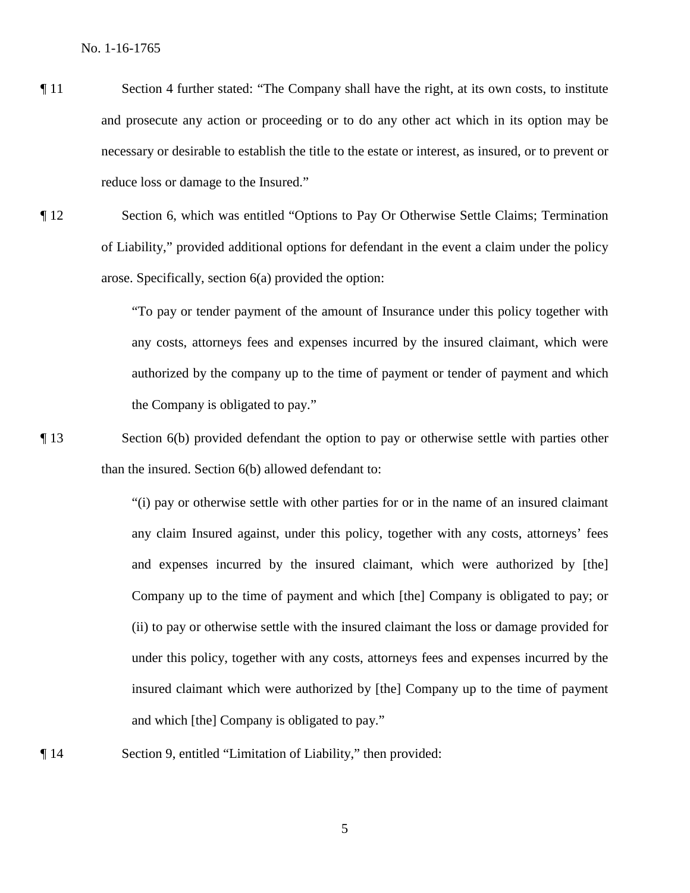¶ 11 Section 4 further stated: "The Company shall have the right, at its own costs, to institute and prosecute any action or proceeding or to do any other act which in its option may be necessary or desirable to establish the title to the estate or interest, as insured, or to prevent or reduce loss or damage to the Insured."

¶ 12 Section 6, which was entitled "Options to Pay Or Otherwise Settle Claims; Termination of Liability," provided additional options for defendant in the event a claim under the policy arose. Specifically, section 6(a) provided the option:

> "To pay or tender payment of the amount of Insurance under this policy together with any costs, attorneys fees and expenses incurred by the insured claimant, which were authorized by the company up to the time of payment or tender of payment and which the Company is obligated to pay."

¶ 13 Section 6(b) provided defendant the option to pay or otherwise settle with parties other than the insured. Section 6(b) allowed defendant to:

> "(i) pay or otherwise settle with other parties for or in the name of an insured claimant any claim Insured against, under this policy, together with any costs, attorneys' fees and expenses incurred by the insured claimant, which were authorized by [the] Company up to the time of payment and which [the] Company is obligated to pay; or (ii) to pay or otherwise settle with the insured claimant the loss or damage provided for under this policy, together with any costs, attorneys fees and expenses incurred by the insured claimant which were authorized by [the] Company up to the time of payment and which [the] Company is obligated to pay."

¶ 14 Section 9, entitled "Limitation of Liability," then provided: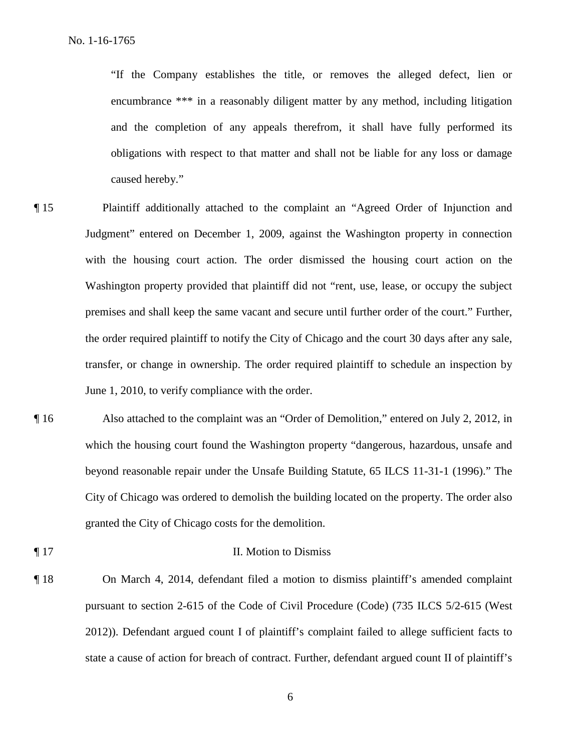> "If the Company establishes the title, or removes the alleged defect, lien or encumbrance *** in a reasonably diligent matter by any method, including litigation and the completion of any appeals therefrom, it shall have fully performed its obligations with respect to that matter and shall not be liable for any loss or damage caused hereby."

¶ 15 Plaintiff additionally attached to the complaint an "Agreed Order of Injunction and Judgment" entered on December 1, 2009, against the Washington property in connection with the housing court action. The order dismissed the housing court action on the Washington property provided that plaintiff did not "rent, use, lease, or occupy the subject premises and shall keep the same vacant and secure until further order of the court." Further, the order required plaintiff to notify the City of Chicago and the court 30 days after any sale, transfer, or change in ownership. The order required plaintiff to schedule an inspection by June 1, 2010, to verify compliance with the order.

¶ 16 Also attached to the complaint was an "Order of Demolition," entered on July 2, 2012, in which the housing court found the Washington property "dangerous, hazardous, unsafe and beyond reasonable repair under the Unsafe Building Statute, 65 ILCS 11-31-1 (1996)." The City of Chicago was ordered to demolish the building located on the property. The order also granted the City of Chicago costs for the demolition.

## ¶ 17 II. Motion to Dismiss

¶ 18 On March 4, 2014, defendant filed a motion to dismiss plaintiff's amended complaint pursuant to section 2-615 of the Code of Civil Procedure (Code) (735 ILCS 5/2-615 (West 2012)). Defendant argued count I of plaintiff's complaint failed to allege sufficient facts to state a cause of action for breach of contract. Further, defendant argued count II of plaintiff's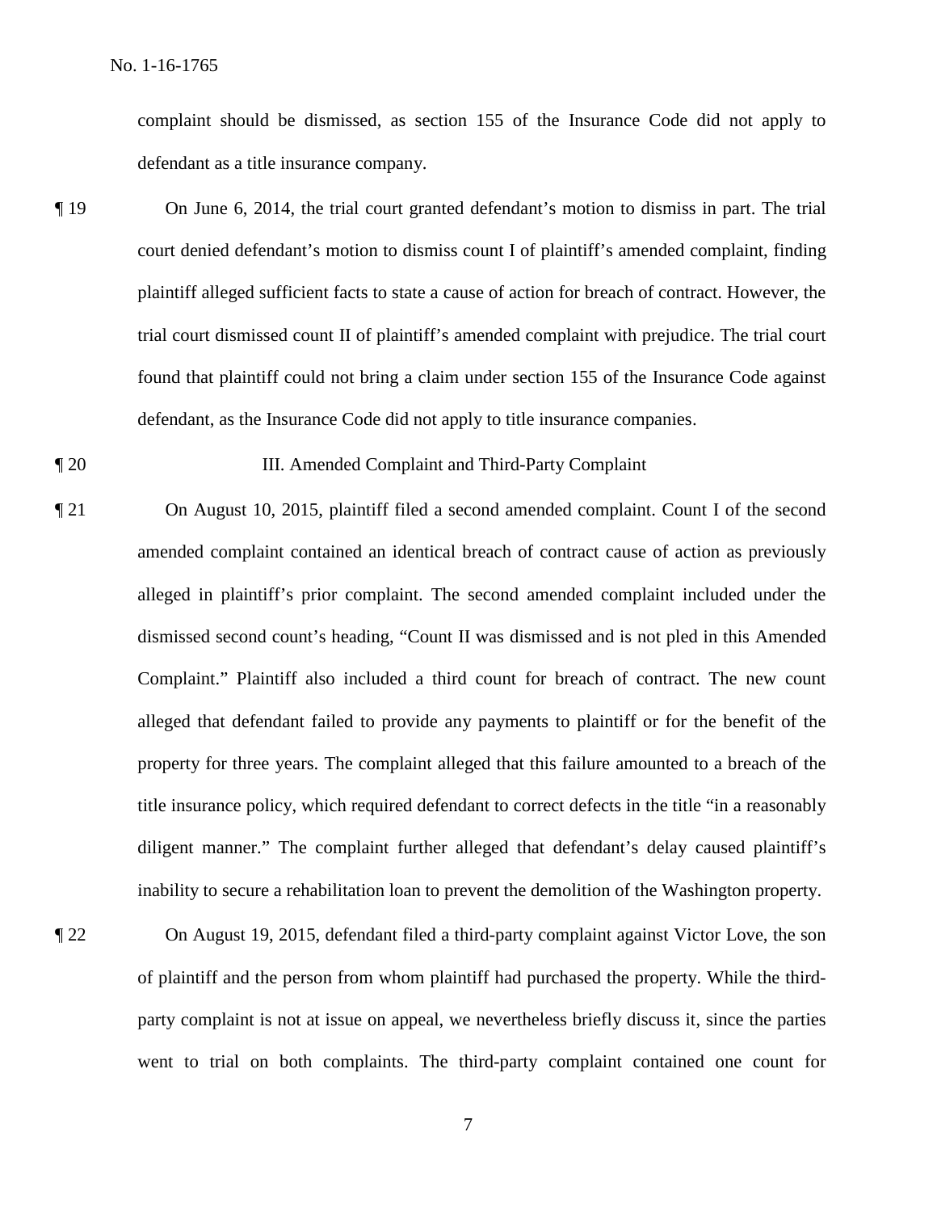complaint should be dismissed, as section 155 of the Insurance Code did not apply to defendant as a title insurance company.

¶ 19 On June 6, 2014, the trial court granted defendant's motion to dismiss in part. The trial court denied defendant's motion to dismiss count I of plaintiff's amended complaint, finding plaintiff alleged sufficient facts to state a cause of action for breach of contract. However, the trial court dismissed count II of plaintiff's amended complaint with prejudice. The trial court found that plaintiff could not bring a claim under section 155 of the Insurance Code against defendant, as the Insurance Code did not apply to title insurance companies.

¶ 20 III. Amended Complaint and Third-Party Complaint

¶ 21 On August 10, 2015, plaintiff filed a second amended complaint. Count I of the second amended complaint contained an identical breach of contract cause of action as previously alleged in plaintiff's prior complaint. The second amended complaint included under the dismissed second count's heading, "Count II was dismissed and is not pled in this Amended Complaint." Plaintiff also included a third count for breach of contract. The new count alleged that defendant failed to provide any payments to plaintiff or for the benefit of the property for three years. The complaint alleged that this failure amounted to a breach of the title insurance policy, which required defendant to correct defects in the title "in a reasonably diligent manner." The complaint further alleged that defendant's delay caused plaintiff's inability to secure a rehabilitation loan to prevent the demolition of the Washington property.

¶ 22 On August 19, 2015, defendant filed a third-party complaint against Victor Love, the son of plaintiff and the person from whom plaintiff had purchased the property. While the third-party complaint is not at issue on appeal, we nevertheless briefly discuss it, since the parties went to trial on both complaints. The third-party complaint contained one count for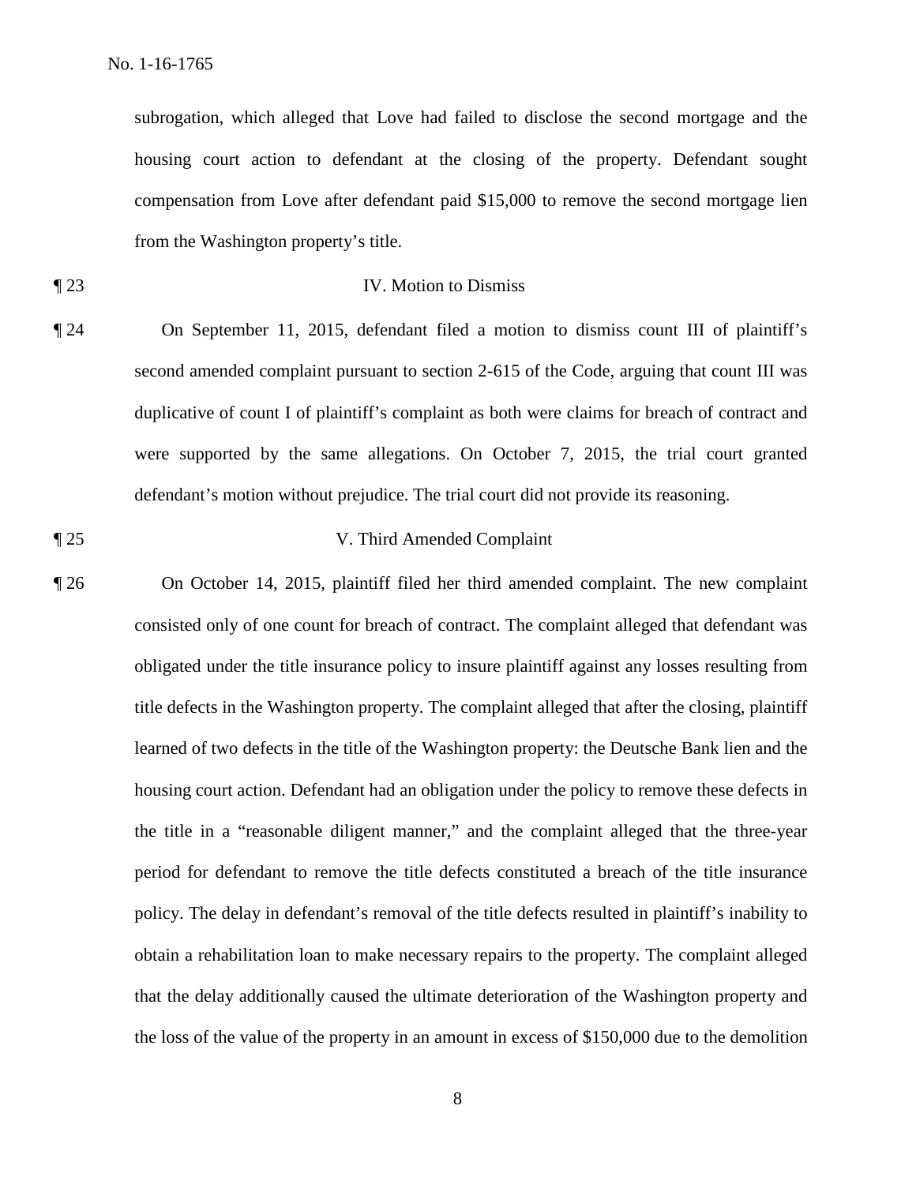subrogation, which alleged that Love had failed to disclose the second mortgage and the housing court action to defendant at the closing of the property. Defendant sought compensation from Love after defendant paid $15,000 to remove the second mortgage lien from the Washington property's title.

¶ 23 IV. Motion to Dismiss

¶ 24 On September 11, 2015, defendant filed a motion to dismiss count III of plaintiff's second amended complaint pursuant to section 2-615 of the Code, arguing that count III was duplicative of count I of plaintiff's complaint as both were claims for breach of contract and were supported by the same allegations. On October 7, 2015, the trial court granted defendant's motion without prejudice. The trial court did not provide its reasoning.

¶ 25 V. Third Amended Complaint

¶ 26 On October 14, 2015, plaintiff filed her third amended complaint. The new complaint consisted only of one count for breach of contract. The complaint alleged that defendant was obligated under the title insurance policy to insure plaintiff against any losses resulting from title defects in the Washington property. The complaint alleged that after the closing, plaintiff learned of two defects in the title of the Washington property: the Deutsche Bank lien and the housing court action. Defendant had an obligation under the policy to remove these defects in the title in a "reasonable diligent manner," and the complaint alleged that the three-year period for defendant to remove the title defects constituted a breach of the title insurance policy. The delay in defendant's removal of the title defects resulted in plaintiff's inability to obtain a rehabilitation loan to make necessary repairs to the property. The complaint alleged that the delay additionally caused the ultimate deterioration of the Washington property and the loss of the value of the property in an amount in excess of $150,000 due to the demolition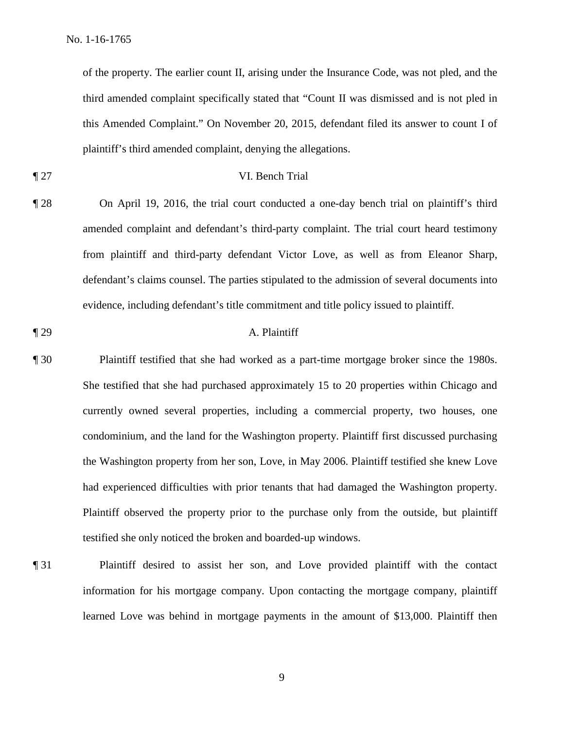of the property. The earlier count II, arising under the Insurance Code, was not pled, and the third amended complaint specifically stated that "Count II was dismissed and is not pled in this Amended Complaint." On November 20, 2015, defendant filed its answer to count I of plaintiff's third amended complaint, denying the allegations.

¶ 27 VI. Bench Trial

¶ 28 On April 19, 2016, the trial court conducted a one-day bench trial on plaintiff's third amended complaint and defendant's third-party complaint. The trial court heard testimony from plaintiff and third-party defendant Victor Love, as well as from Eleanor Sharp, defendant's claims counsel. The parties stipulated to the admission of several documents into evidence, including defendant's title commitment and title policy issued to plaintiff.

¶ 29 A. Plaintiff

¶ 30 Plaintiff testified that she had worked as a part-time mortgage broker since the 1980s. She testified that she had purchased approximately 15 to 20 properties within Chicago and currently owned several properties, including a commercial property, two houses, one condominium, and the land for the Washington property. Plaintiff first discussed purchasing the Washington property from her son, Love, in May 2006. Plaintiff testified she knew Love had experienced difficulties with prior tenants that had damaged the Washington property. Plaintiff observed the property prior to the purchase only from the outside, but plaintiff testified she only noticed the broken and boarded-up windows.

¶ 31 Plaintiff desired to assist her son, and Love provided plaintiff with the contact information for his mortgage company. Upon contacting the mortgage company, plaintiff learned Love was behind in mortgage payments in the amount of $13,000. Plaintiff then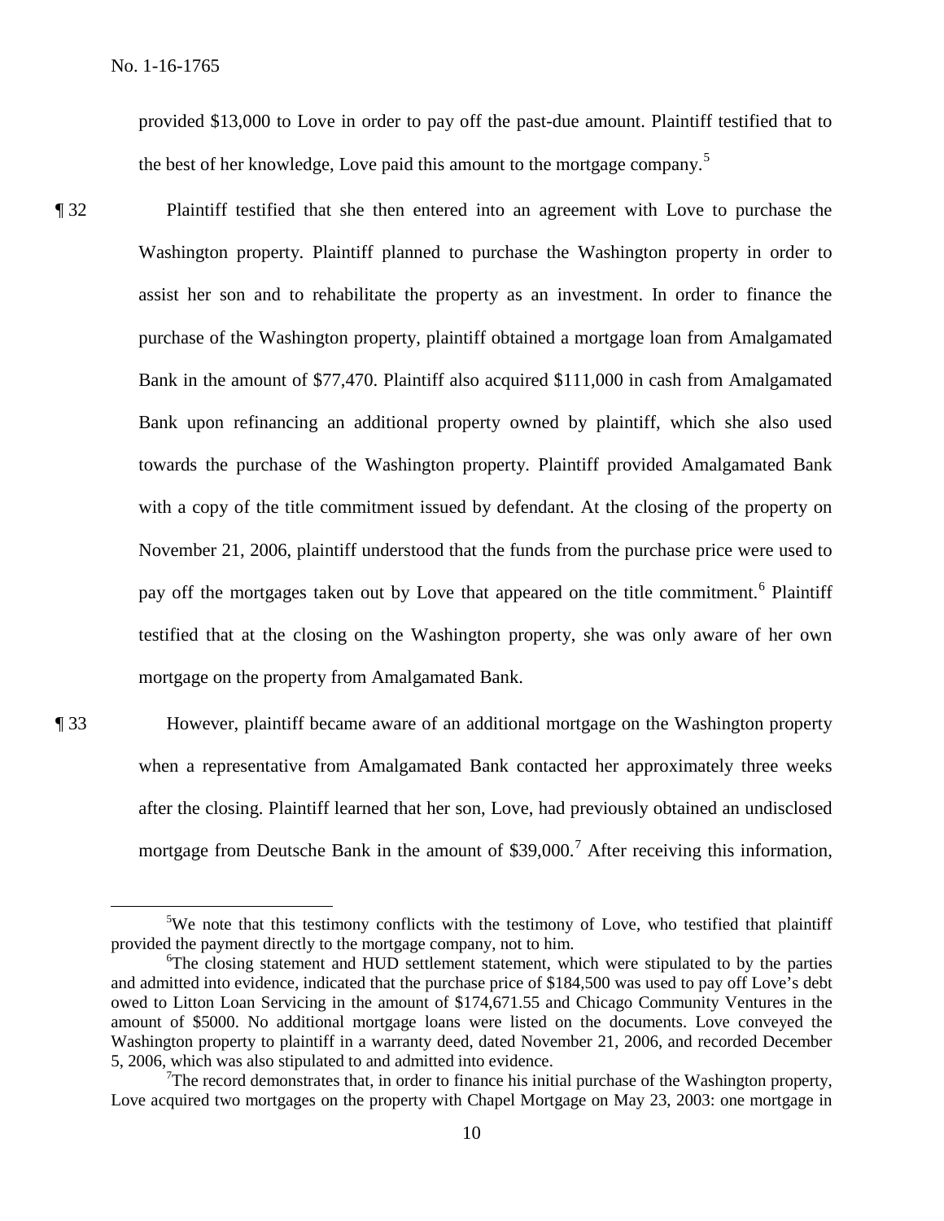provided $13,000 to Love in order to pay off the past-due amount. Plaintiff testified that to the best of her knowledge, Love paid this amount to the mortgage company.[5]

¶ 32 Plaintiff testified that she then entered into an agreement with Love to purchase the Washington property. Plaintiff planned to purchase the Washington property in order to assist her son and to rehabilitate the property as an investment. In order to finance the purchase of the Washington property, plaintiff obtained a mortgage loan from Amalgamated Bank in the amount of $77,470. Plaintiff also acquired $111,000 in cash from Amalgamated Bank upon refinancing an additional property owned by plaintiff, which she also used towards the purchase of the Washington property. Plaintiff provided Amalgamated Bank with a copy of the title commitment issued by defendant. At the closing of the property on November 21, 2006, plaintiff understood that the funds from the purchase price were used to pay off the mortgages taken out by Love that appeared on the title commitment.[6] Plaintiff testified that at the closing on the Washington property, she was only aware of her own mortgage on the property from Amalgamated Bank.

¶ 33 However, plaintiff became aware of an additional mortgage on the Washington property when a representative from Amalgamated Bank contacted her approximately three weeks after the closing. Plaintiff learned that her son, Love, had previously obtained an undisclosed mortgage from Deutsche Bank in the amount of $39,000.[7] After receiving this information,

---

[5]We note that this testimony conflicts with the testimony of Love, who testified that plaintiff provided the payment directly to the mortgage company, not to him.

[6]The closing statement and HUD settlement statement, which were stipulated to by the parties and admitted into evidence, indicated that the purchase price of $184,500 was used to pay off Love's debt owed to Litton Loan Servicing in the amount of $174,671.55 and Chicago Community Ventures in the amount of $5000. No additional mortgage loans were listed on the documents. Love conveyed the Washington property to plaintiff in a warranty deed, dated November 21, 2006, and recorded December 5, 2006, which was also stipulated to and admitted into evidence.

[7]The record demonstrates that, in order to finance his initial purchase of the Washington property, Love acquired two mortgages on the property with Chapel Mortgage on May 23, 2003: one mortgage in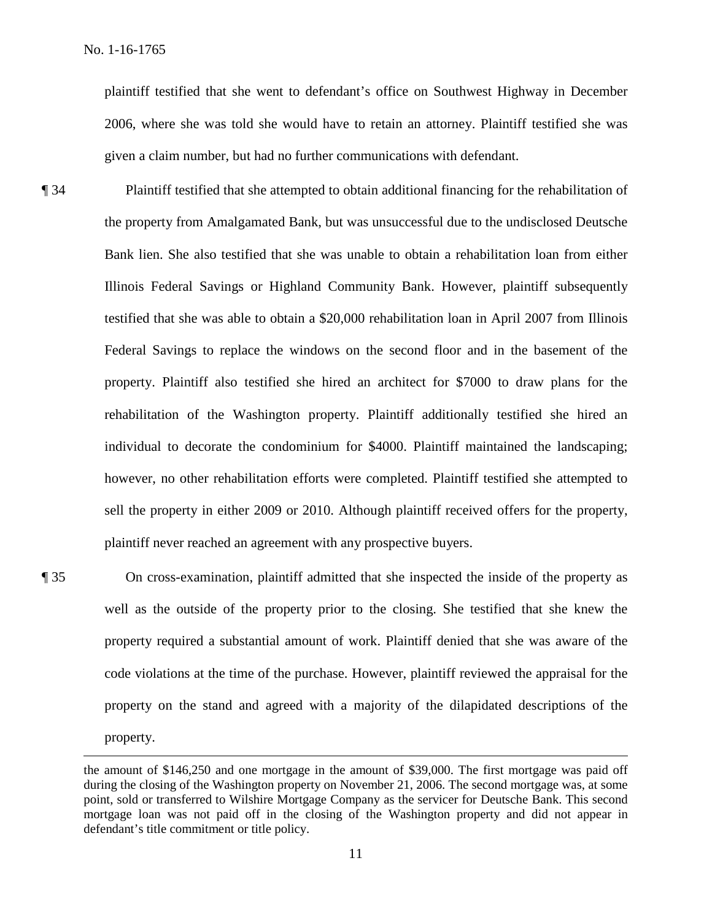plaintiff testified that she went to defendant's office on Southwest Highway in December 2006, where she was told she would have to retain an attorney. Plaintiff testified she was given a claim number, but had no further communications with defendant.

¶ 34 Plaintiff testified that she attempted to obtain additional financing for the rehabilitation of the property from Amalgamated Bank, but was unsuccessful due to the undisclosed Deutsche Bank lien. She also testified that she was unable to obtain a rehabilitation loan from either Illinois Federal Savings or Highland Community Bank. However, plaintiff subsequently testified that she was able to obtain a $20,000 rehabilitation loan in April 2007 from Illinois Federal Savings to replace the windows on the second floor and in the basement of the property. Plaintiff also testified she hired an architect for $7000 to draw plans for the rehabilitation of the Washington property. Plaintiff additionally testified she hired an individual to decorate the condominium for $4000. Plaintiff maintained the landscaping; however, no other rehabilitation efforts were completed. Plaintiff testified she attempted to sell the property in either 2009 or 2010. Although plaintiff received offers for the property, plaintiff never reached an agreement with any prospective buyers.

¶ 35 On cross-examination, plaintiff admitted that she inspected the inside of the property as well as the outside of the property prior to the closing. She testified that she knew the property required a substantial amount of work. Plaintiff denied that she was aware of the code violations at the time of the purchase. However, plaintiff reviewed the appraisal for the property on the stand and agreed with a majority of the dilapidated descriptions of the property.

---

the amount of $146,250 and one mortgage in the amount of $39,000. The first mortgage was paid off during the closing of the Washington property on November 21, 2006. The second mortgage was, at some point, sold or transferred to Wilshire Mortgage Company as the servicer for Deutsche Bank. This second mortgage loan was not paid off in the closing of the Washington property and did not appear in defendant's title commitment or title policy.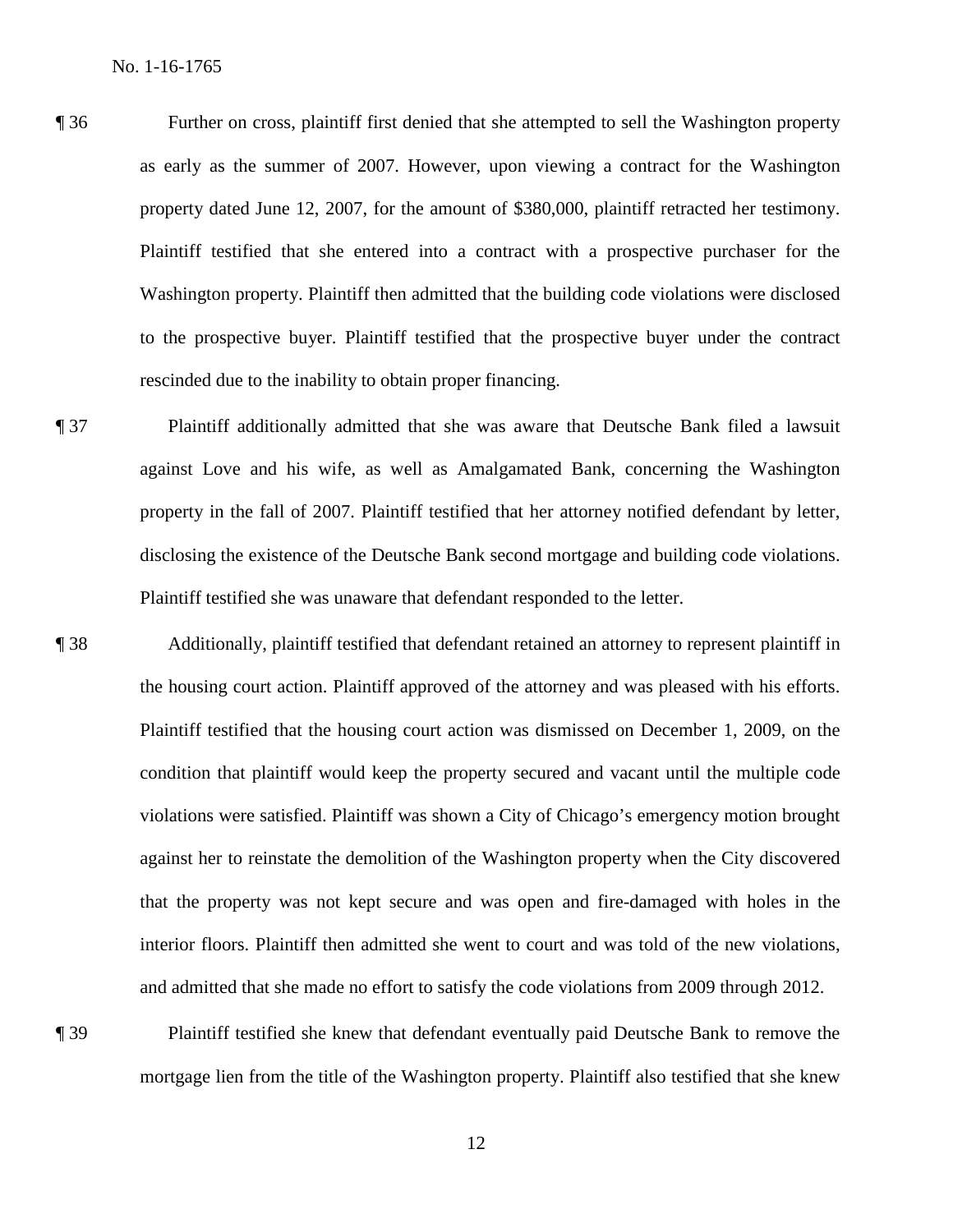¶ 36 Further on cross, plaintiff first denied that she attempted to sell the Washington property as early as the summer of 2007. However, upon viewing a contract for the Washington property dated June 12, 2007, for the amount of $380,000, plaintiff retracted her testimony. Plaintiff testified that she entered into a contract with a prospective purchaser for the Washington property. Plaintiff then admitted that the building code violations were disclosed to the prospective buyer. Plaintiff testified that the prospective buyer under the contract rescinded due to the inability to obtain proper financing.

¶ 37 Plaintiff additionally admitted that she was aware that Deutsche Bank filed a lawsuit against Love and his wife, as well as Amalgamated Bank, concerning the Washington property in the fall of 2007. Plaintiff testified that her attorney notified defendant by letter, disclosing the existence of the Deutsche Bank second mortgage and building code violations. Plaintiff testified she was unaware that defendant responded to the letter.

¶ 38 Additionally, plaintiff testified that defendant retained an attorney to represent plaintiff in the housing court action. Plaintiff approved of the attorney and was pleased with his efforts. Plaintiff testified that the housing court action was dismissed on December 1, 2009, on the condition that plaintiff would keep the property secured and vacant until the multiple code violations were satisfied. Plaintiff was shown a City of Chicago's emergency motion brought against her to reinstate the demolition of the Washington property when the City discovered that the property was not kept secure and was open and fire-damaged with holes in the interior floors. Plaintiff then admitted she went to court and was told of the new violations, and admitted that she made no effort to satisfy the code violations from 2009 through 2012.

¶ 39 Plaintiff testified she knew that defendant eventually paid Deutsche Bank to remove the mortgage lien from the title of the Washington property. Plaintiff also testified that she knew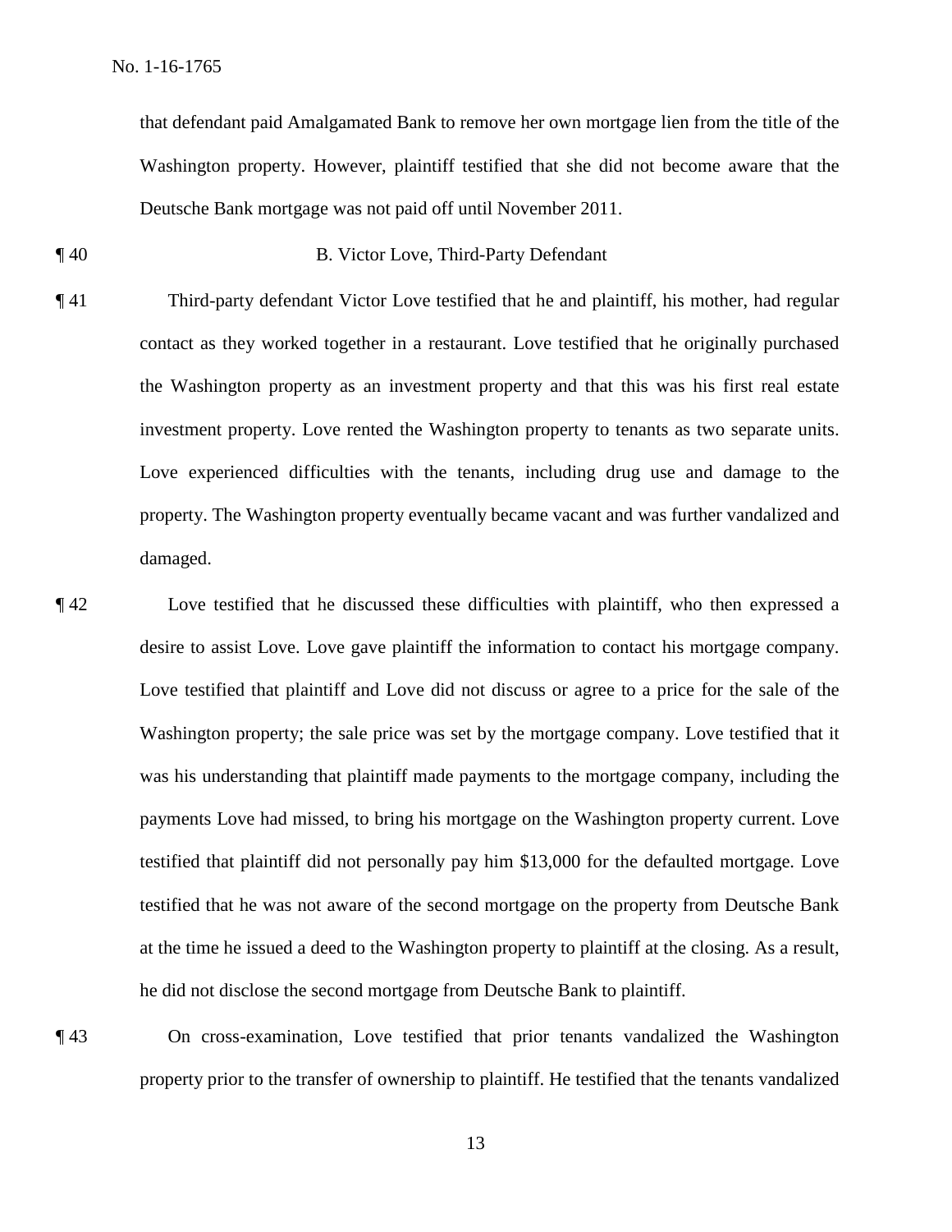that defendant paid Amalgamated Bank to remove her own mortgage lien from the title of the Washington property. However, plaintiff testified that she did not become aware that the Deutsche Bank mortgage was not paid off until November 2011.

¶ 40 B. Victor Love, Third-Party Defendant

¶ 41 Third-party defendant Victor Love testified that he and plaintiff, his mother, had regular contact as they worked together in a restaurant. Love testified that he originally purchased the Washington property as an investment property and that this was his first real estate investment property. Love rented the Washington property to tenants as two separate units. Love experienced difficulties with the tenants, including drug use and damage to the property. The Washington property eventually became vacant and was further vandalized and damaged.

¶ 42 Love testified that he discussed these difficulties with plaintiff, who then expressed a desire to assist Love. Love gave plaintiff the information to contact his mortgage company. Love testified that plaintiff and Love did not discuss or agree to a price for the sale of the Washington property; the sale price was set by the mortgage company. Love testified that it was his understanding that plaintiff made payments to the mortgage company, including the payments Love had missed, to bring his mortgage on the Washington property current. Love testified that plaintiff did not personally pay him $13,000 for the defaulted mortgage. Love testified that he was not aware of the second mortgage on the property from Deutsche Bank at the time he issued a deed to the Washington property to plaintiff at the closing. As a result, he did not disclose the second mortgage from Deutsche Bank to plaintiff.

¶ 43 On cross-examination, Love testified that prior tenants vandalized the Washington property prior to the transfer of ownership to plaintiff. He testified that the tenants vandalized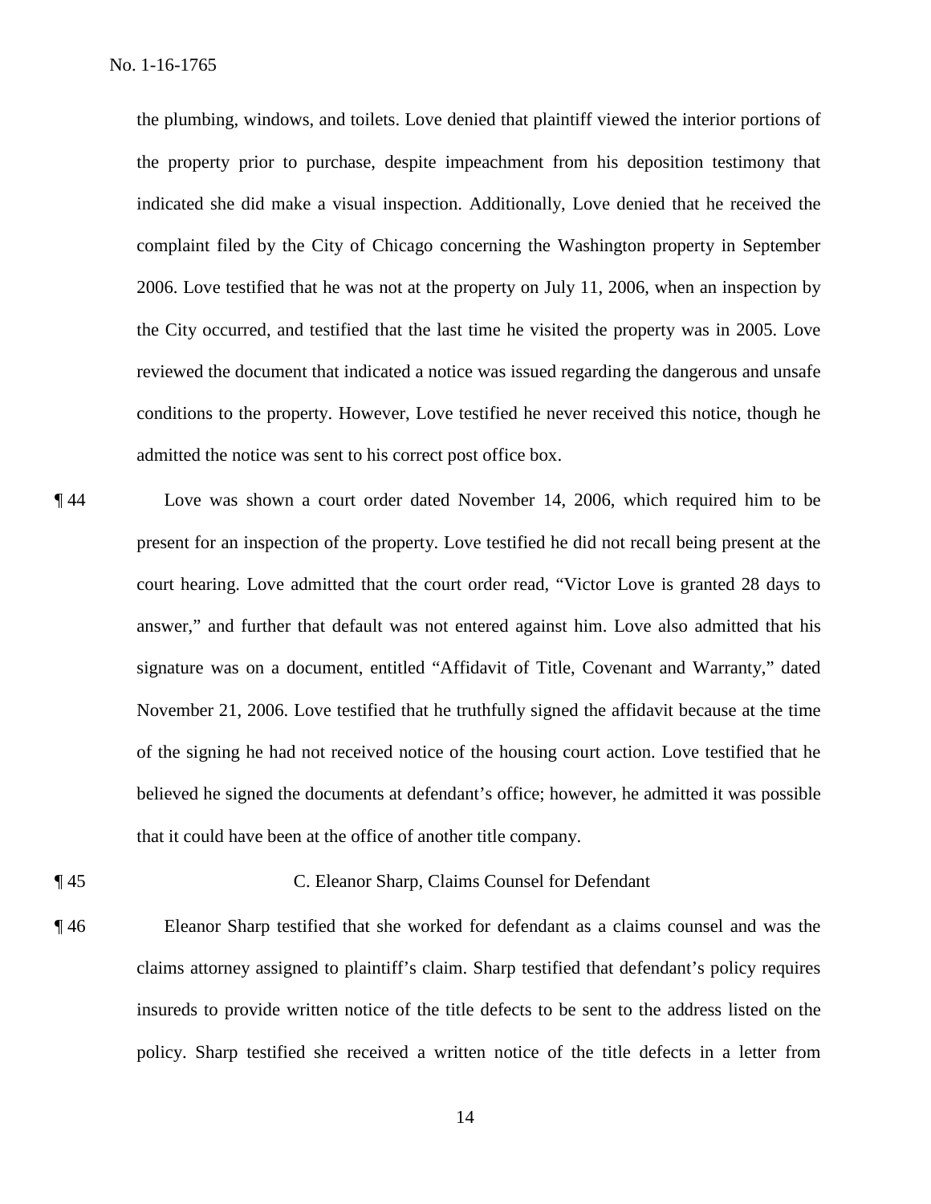the plumbing, windows, and toilets. Love denied that plaintiff viewed the interior portions of the property prior to purchase, despite impeachment from his deposition testimony that indicated she did make a visual inspection. Additionally, Love denied that he received the complaint filed by the City of Chicago concerning the Washington property in September 2006. Love testified that he was not at the property on July 11, 2006, when an inspection by the City occurred, and testified that the last time he visited the property was in 2005. Love reviewed the document that indicated a notice was issued regarding the dangerous and unsafe conditions to the property. However, Love testified he never received this notice, though he admitted the notice was sent to his correct post office box.

¶ 44 Love was shown a court order dated November 14, 2006, which required him to be present for an inspection of the property. Love testified he did not recall being present at the court hearing. Love admitted that the court order read, "Victor Love is granted 28 days to answer," and further that default was not entered against him. Love also admitted that his signature was on a document, entitled "Affidavit of Title, Covenant and Warranty," dated November 21, 2006. Love testified that he truthfully signed the affidavit because at the time of the signing he had not received notice of the housing court action. Love testified that he believed he signed the documents at defendant's office; however, he admitted it was possible that it could have been at the office of another title company.

¶ 45 C. Eleanor Sharp, Claims Counsel for Defendant

¶ 46 Eleanor Sharp testified that she worked for defendant as a claims counsel and was the claims attorney assigned to plaintiff's claim. Sharp testified that defendant's policy requires insureds to provide written notice of the title defects to be sent to the address listed on the policy. Sharp testified she received a written notice of the title defects in a letter from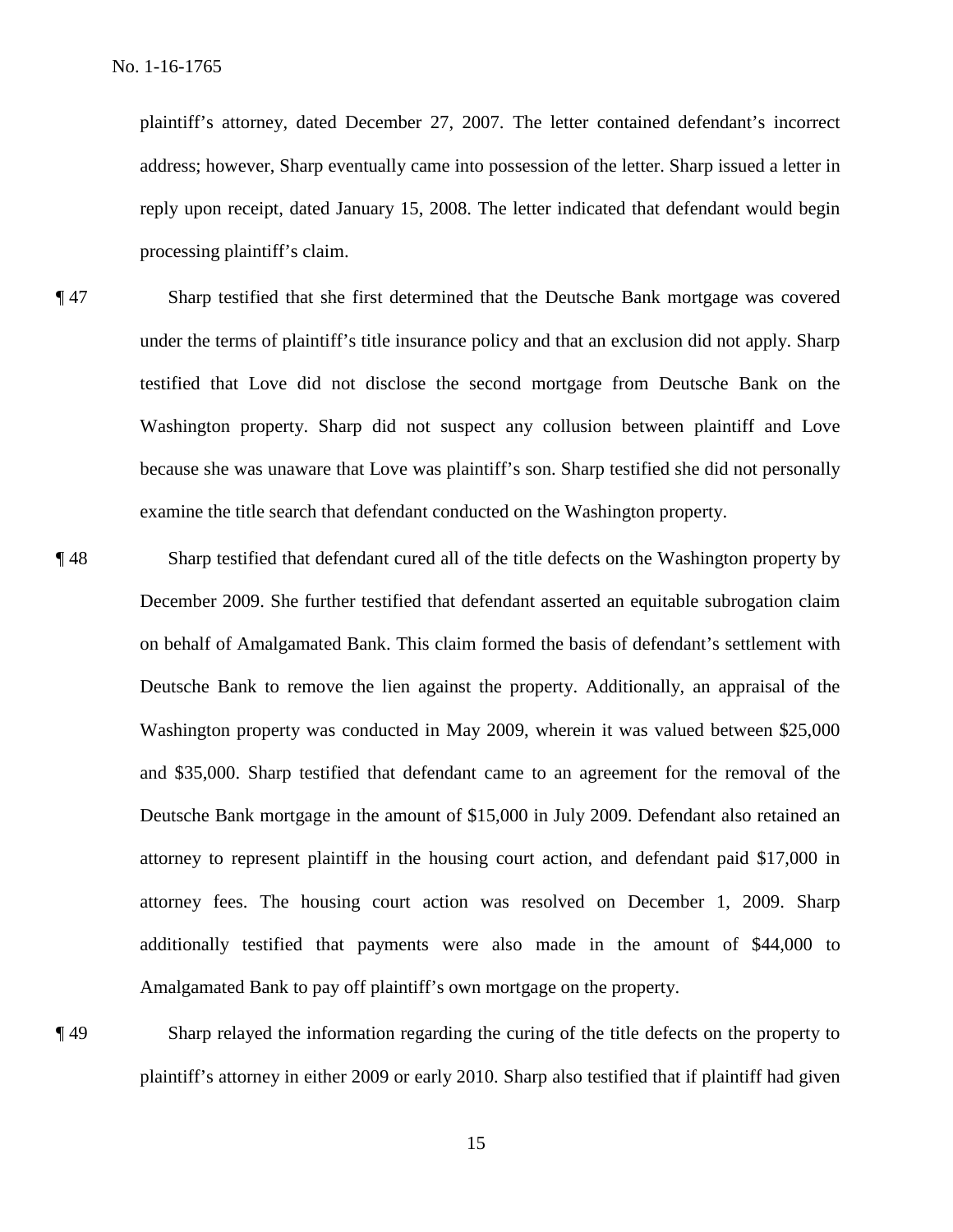plaintiff's attorney, dated December 27, 2007. The letter contained defendant's incorrect address; however, Sharp eventually came into possession of the letter. Sharp issued a letter in reply upon receipt, dated January 15, 2008. The letter indicated that defendant would begin processing plaintiff's claim.

¶ 47 Sharp testified that she first determined that the Deutsche Bank mortgage was covered under the terms of plaintiff's title insurance policy and that an exclusion did not apply. Sharp testified that Love did not disclose the second mortgage from Deutsche Bank on the Washington property. Sharp did not suspect any collusion between plaintiff and Love because she was unaware that Love was plaintiff's son. Sharp testified she did not personally examine the title search that defendant conducted on the Washington property.

¶ 48 Sharp testified that defendant cured all of the title defects on the Washington property by December 2009. She further testified that defendant asserted an equitable subrogation claim on behalf of Amalgamated Bank. This claim formed the basis of defendant's settlement with Deutsche Bank to remove the lien against the property. Additionally, an appraisal of the Washington property was conducted in May 2009, wherein it was valued between $25,000 and $35,000. Sharp testified that defendant came to an agreement for the removal of the Deutsche Bank mortgage in the amount of $15,000 in July 2009. Defendant also retained an attorney to represent plaintiff in the housing court action, and defendant paid $17,000 in attorney fees. The housing court action was resolved on December 1, 2009. Sharp additionally testified that payments were also made in the amount of $44,000 to Amalgamated Bank to pay off plaintiff's own mortgage on the property.

¶ 49 Sharp relayed the information regarding the curing of the title defects on the property to plaintiff's attorney in either 2009 or early 2010. Sharp also testified that if plaintiff had given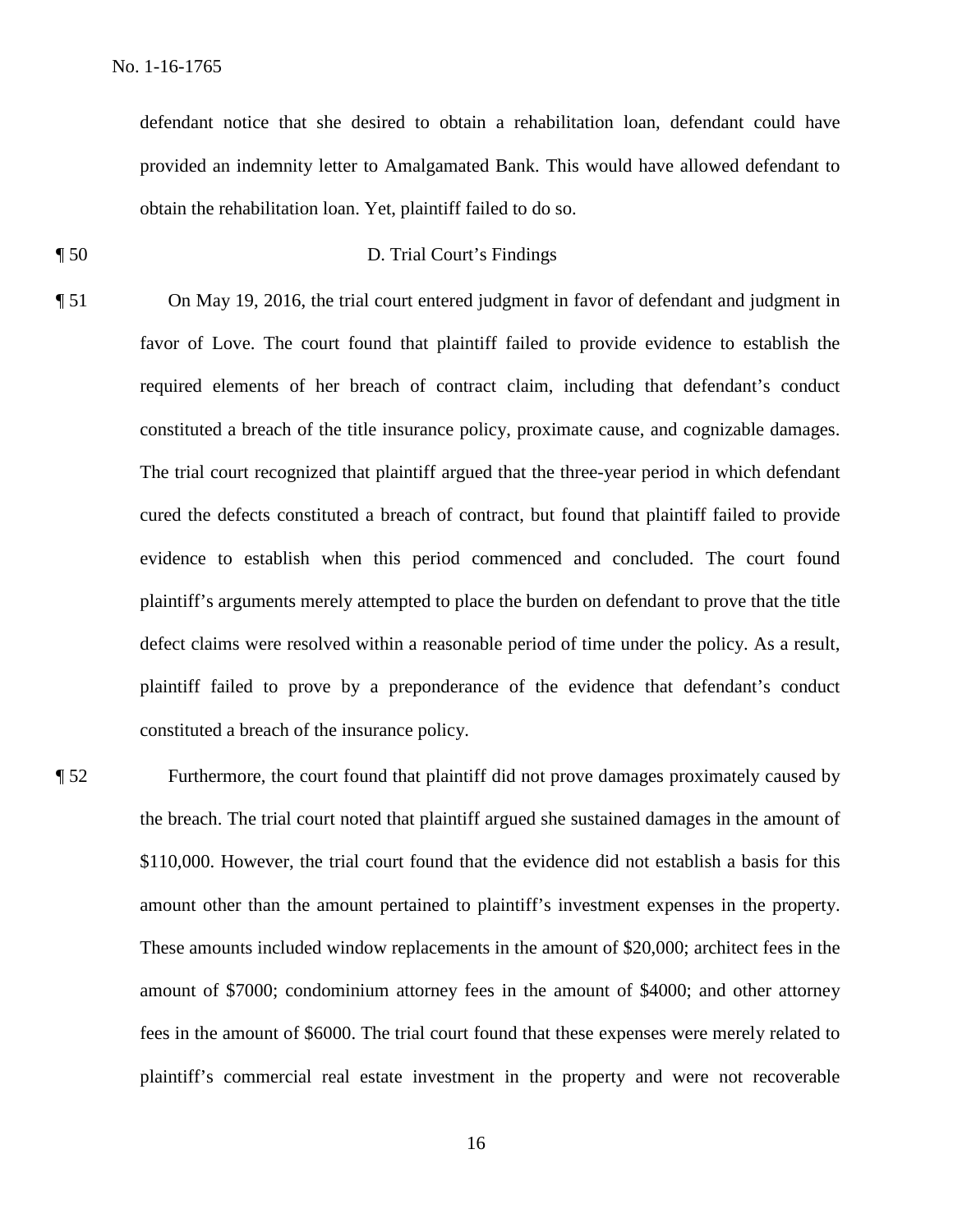defendant notice that she desired to obtain a rehabilitation loan, defendant could have provided an indemnity letter to Amalgamated Bank. This would have allowed defendant to obtain the rehabilitation loan. Yet, plaintiff failed to do so.

¶ 50 D. Trial Court's Findings

¶ 51 On May 19, 2016, the trial court entered judgment in favor of defendant and judgment in favor of Love. The court found that plaintiff failed to provide evidence to establish the required elements of her breach of contract claim, including that defendant's conduct constituted a breach of the title insurance policy, proximate cause, and cognizable damages. The trial court recognized that plaintiff argued that the three-year period in which defendant cured the defects constituted a breach of contract, but found that plaintiff failed to provide evidence to establish when this period commenced and concluded. The court found plaintiff's arguments merely attempted to place the burden on defendant to prove that the title defect claims were resolved within a reasonable period of time under the policy. As a result, plaintiff failed to prove by a preponderance of the evidence that defendant's conduct constituted a breach of the insurance policy.

¶ 52 Furthermore, the court found that plaintiff did not prove damages proximately caused by the breach. The trial court noted that plaintiff argued she sustained damages in the amount of $110,000. However, the trial court found that the evidence did not establish a basis for this amount other than the amount pertained to plaintiff's investment expenses in the property. These amounts included window replacements in the amount of $20,000; architect fees in the amount of $7000; condominium attorney fees in the amount of $4000; and other attorney fees in the amount of $6000. The trial court found that these expenses were merely related to plaintiff's commercial real estate investment in the property and were not recoverable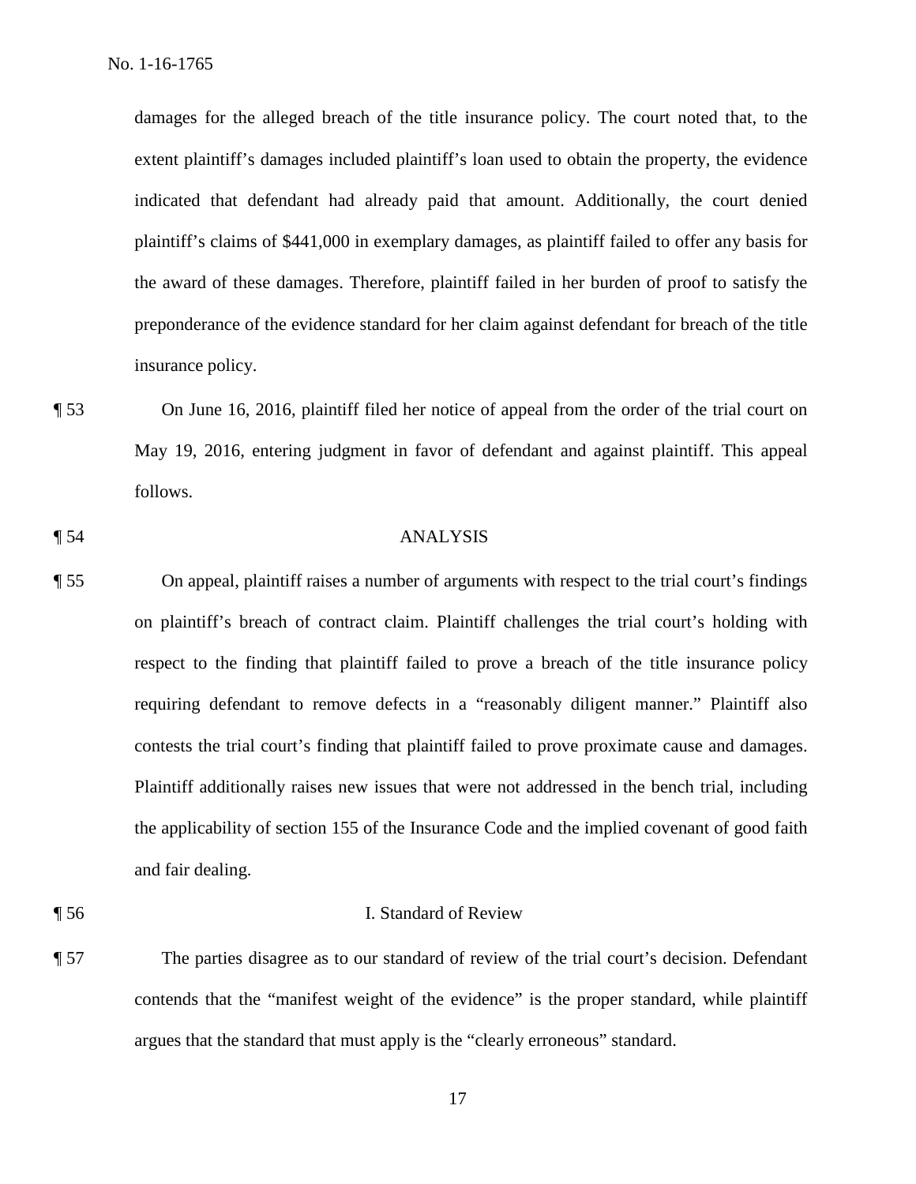damages for the alleged breach of the title insurance policy. The court noted that, to the extent plaintiff's damages included plaintiff's loan used to obtain the property, the evidence indicated that defendant had already paid that amount. Additionally, the court denied plaintiff's claims of $441,000 in exemplary damages, as plaintiff failed to offer any basis for the award of these damages. Therefore, plaintiff failed in her burden of proof to satisfy the preponderance of the evidence standard for her claim against defendant for breach of the title insurance policy.

¶ 53 On June 16, 2016, plaintiff filed her notice of appeal from the order of the trial court on May 19, 2016, entering judgment in favor of defendant and against plaintiff. This appeal follows.

## ¶ 54 ANALYSIS

¶ 55 On appeal, plaintiff raises a number of arguments with respect to the trial court's findings on plaintiff's breach of contract claim. Plaintiff challenges the trial court's holding with respect to the finding that plaintiff failed to prove a breach of the title insurance policy requiring defendant to remove defects in a "reasonably diligent manner." Plaintiff also contests the trial court's finding that plaintiff failed to prove proximate cause and damages. Plaintiff additionally raises new issues that were not addressed in the bench trial, including the applicability of section 155 of the Insurance Code and the implied covenant of good faith and fair dealing.

### ¶ 56 I. Standard of Review

¶ 57 The parties disagree as to our standard of review of the trial court's decision. Defendant contends that the "manifest weight of the evidence" is the proper standard, while plaintiff argues that the standard that must apply is the "clearly erroneous" standard.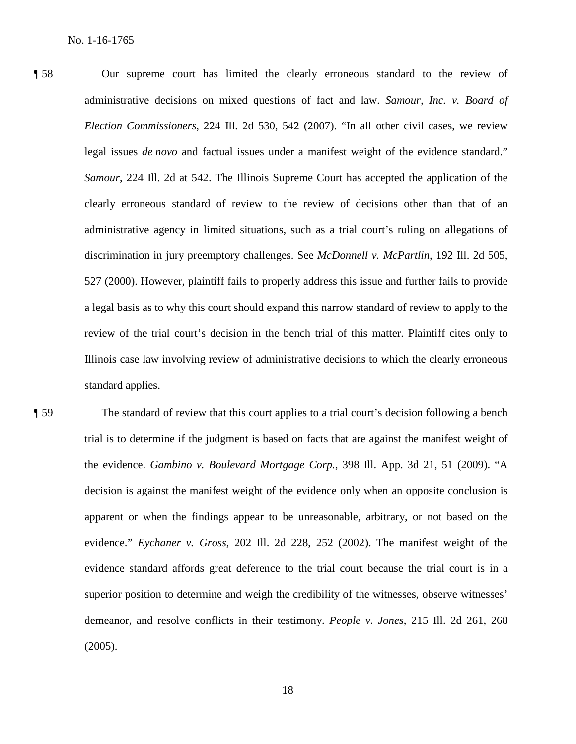¶ 58 Our supreme court has limited the clearly erroneous standard to the review of administrative decisions on mixed questions of fact and law. *Samour, Inc. v. Board of Election Commissioners*, 224 Ill. 2d 530, 542 (2007). "In all other civil cases, we review legal issues *de novo* and factual issues under a manifest weight of the evidence standard." *Samour*, 224 Ill. 2d at 542. The Illinois Supreme Court has accepted the application of the clearly erroneous standard of review to the review of decisions other than that of an administrative agency in limited situations, such as a trial court's ruling on allegations of discrimination in jury preemptory challenges. See *McDonnell v. McPartlin*, 192 Ill. 2d 505, 527 (2000). However, plaintiff fails to properly address this issue and further fails to provide a legal basis as to why this court should expand this narrow standard of review to apply to the review of the trial court's decision in the bench trial of this matter. Plaintiff cites only to Illinois case law involving review of administrative decisions to which the clearly erroneous standard applies.

¶ 59 The standard of review that this court applies to a trial court's decision following a bench trial is to determine if the judgment is based on facts that are against the manifest weight of the evidence. *Gambino v. Boulevard Mortgage Corp.*, 398 Ill. App. 3d 21, 51 (2009). "A decision is against the manifest weight of the evidence only when an opposite conclusion is apparent or when the findings appear to be unreasonable, arbitrary, or not based on the evidence." *Eychaner v. Gross*, 202 Ill. 2d 228, 252 (2002). The manifest weight of the evidence standard affords great deference to the trial court because the trial court is in a superior position to determine and weigh the credibility of the witnesses, observe witnesses' demeanor, and resolve conflicts in their testimony. *People v. Jones*, 215 Ill. 2d 261, 268 (2005).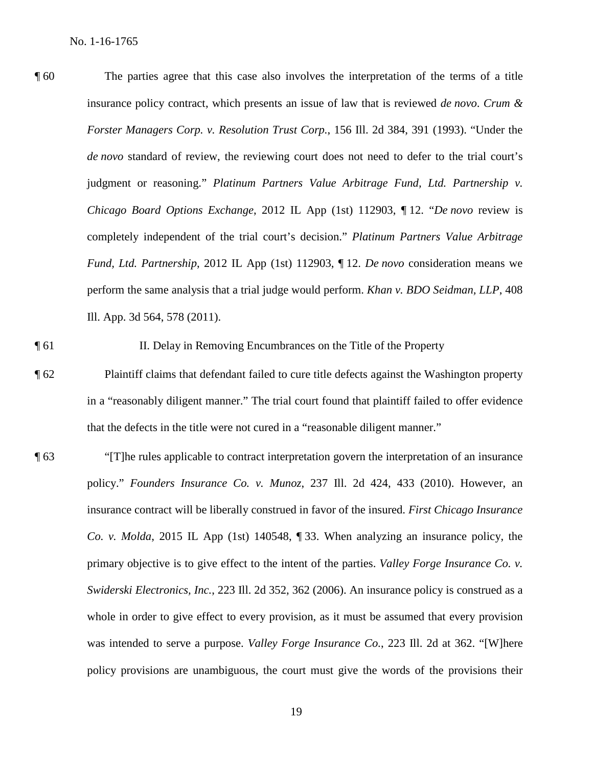¶ 60 The parties agree that this case also involves the interpretation of the terms of a title insurance policy contract, which presents an issue of law that is reviewed *de novo*. *Crum & Forster Managers Corp. v. Resolution Trust Corp.*, 156 Ill. 2d 384, 391 (1993). "Under the *de novo* standard of review, the reviewing court does not need to defer to the trial court's judgment or reasoning." *Platinum Partners Value Arbitrage Fund, Ltd. Partnership v. Chicago Board Options Exchange*, 2012 IL App (1st) 112903, ¶ 12. "*De novo* review is completely independent of the trial court's decision." *Platinum Partners Value Arbitrage Fund, Ltd. Partnership*, 2012 IL App (1st) 112903, ¶ 12. *De novo* consideration means we perform the same analysis that a trial judge would perform. *Khan v. BDO Seidman, LLP*, 408 Ill. App. 3d 564, 578 (2011).

¶ 61 II. Delay in Removing Encumbrances on the Title of the Property

¶ 62 Plaintiff claims that defendant failed to cure title defects against the Washington property in a "reasonably diligent manner." The trial court found that plaintiff failed to offer evidence that the defects in the title were not cured in a "reasonable diligent manner."

¶ 63 "[T]he rules applicable to contract interpretation govern the interpretation of an insurance policy." *Founders Insurance Co. v. Munoz*, 237 Ill. 2d 424, 433 (2010). However, an insurance contract will be liberally construed in favor of the insured. *First Chicago Insurance Co. v. Molda*, 2015 IL App (1st) 140548, ¶ 33. When analyzing an insurance policy, the primary objective is to give effect to the intent of the parties. *Valley Forge Insurance Co. v. Swiderski Electronics, Inc.*, 223 Ill. 2d 352, 362 (2006). An insurance policy is construed as a whole in order to give effect to every provision, as it must be assumed that every provision was intended to serve a purpose. *Valley Forge Insurance Co.*, 223 Ill. 2d at 362. "[W]here policy provisions are unambiguous, the court must give the words of the provisions their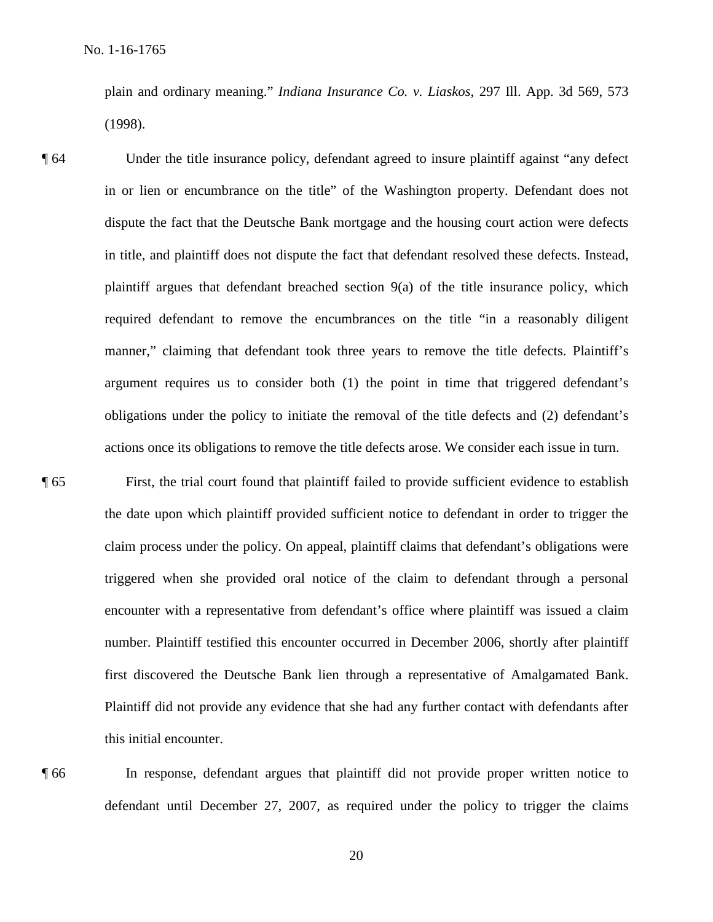plain and ordinary meaning." *Indiana Insurance Co. v. Liaskos*, 297 Ill. App. 3d 569, 573 (1998).

¶ 64 Under the title insurance policy, defendant agreed to insure plaintiff against "any defect in or lien or encumbrance on the title" of the Washington property. Defendant does not dispute the fact that the Deutsche Bank mortgage and the housing court action were defects in title, and plaintiff does not dispute the fact that defendant resolved these defects. Instead, plaintiff argues that defendant breached section 9(a) of the title insurance policy, which required defendant to remove the encumbrances on the title "in a reasonably diligent manner," claiming that defendant took three years to remove the title defects. Plaintiff's argument requires us to consider both (1) the point in time that triggered defendant's obligations under the policy to initiate the removal of the title defects and (2) defendant's actions once its obligations to remove the title defects arose. We consider each issue in turn.

¶ 65 First, the trial court found that plaintiff failed to provide sufficient evidence to establish the date upon which plaintiff provided sufficient notice to defendant in order to trigger the claim process under the policy. On appeal, plaintiff claims that defendant's obligations were triggered when she provided oral notice of the claim to defendant through a personal encounter with a representative from defendant's office where plaintiff was issued a claim number. Plaintiff testified this encounter occurred in December 2006, shortly after plaintiff first discovered the Deutsche Bank lien through a representative of Amalgamated Bank. Plaintiff did not provide any evidence that she had any further contact with defendants after this initial encounter.

¶ 66 In response, defendant argues that plaintiff did not provide proper written notice to defendant until December 27, 2007, as required under the policy to trigger the claims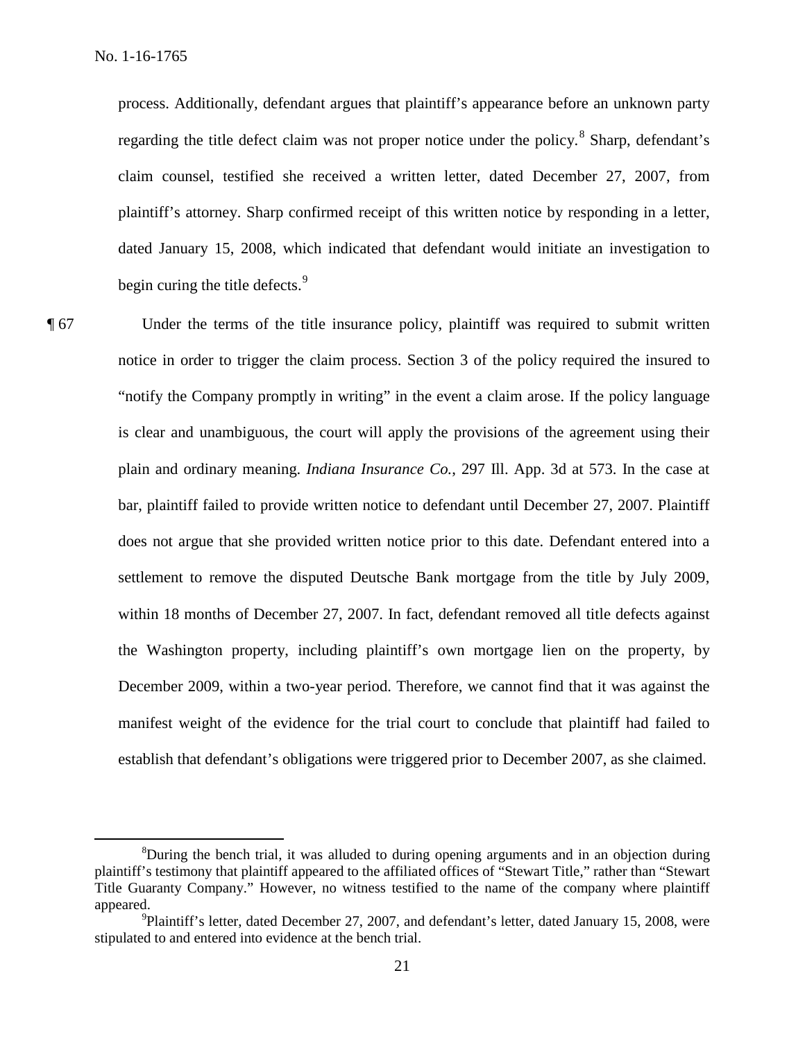process. Additionally, defendant argues that plaintiff's appearance before an unknown party regarding the title defect claim was not proper notice under the policy.[8] Sharp, defendant's claim counsel, testified she received a written letter, dated December 27, 2007, from plaintiff's attorney. Sharp confirmed receipt of this written notice by responding in a letter, dated January 15, 2008, which indicated that defendant would initiate an investigation to begin curing the title defects.[9]

¶ 67 Under the terms of the title insurance policy, plaintiff was required to submit written notice in order to trigger the claim process. Section 3 of the policy required the insured to "notify the Company promptly in writing" in the event a claim arose. If the policy language is clear and unambiguous, the court will apply the provisions of the agreement using their plain and ordinary meaning. *Indiana Insurance Co.*, 297 Ill. App. 3d at 573. In the case at bar, plaintiff failed to provide written notice to defendant until December 27, 2007. Plaintiff does not argue that she provided written notice prior to this date. Defendant entered into a settlement to remove the disputed Deutsche Bank mortgage from the title by July 2009, within 18 months of December 27, 2007. In fact, defendant removed all title defects against the Washington property, including plaintiff's own mortgage lien on the property, by December 2009, within a two-year period. Therefore, we cannot find that it was against the manifest weight of the evidence for the trial court to conclude that plaintiff had failed to establish that defendant's obligations were triggered prior to December 2007, as she claimed.

---

[8]During the bench trial, it was alluded to during opening arguments and in an objection during plaintiff's testimony that plaintiff appeared to the affiliated offices of "Stewart Title," rather than "Stewart Title Guaranty Company." However, no witness testified to the name of the company where plaintiff appeared.

[9]Plaintiff's letter, dated December 27, 2007, and defendant's letter, dated January 15, 2008, were stipulated to and entered into evidence at the bench trial.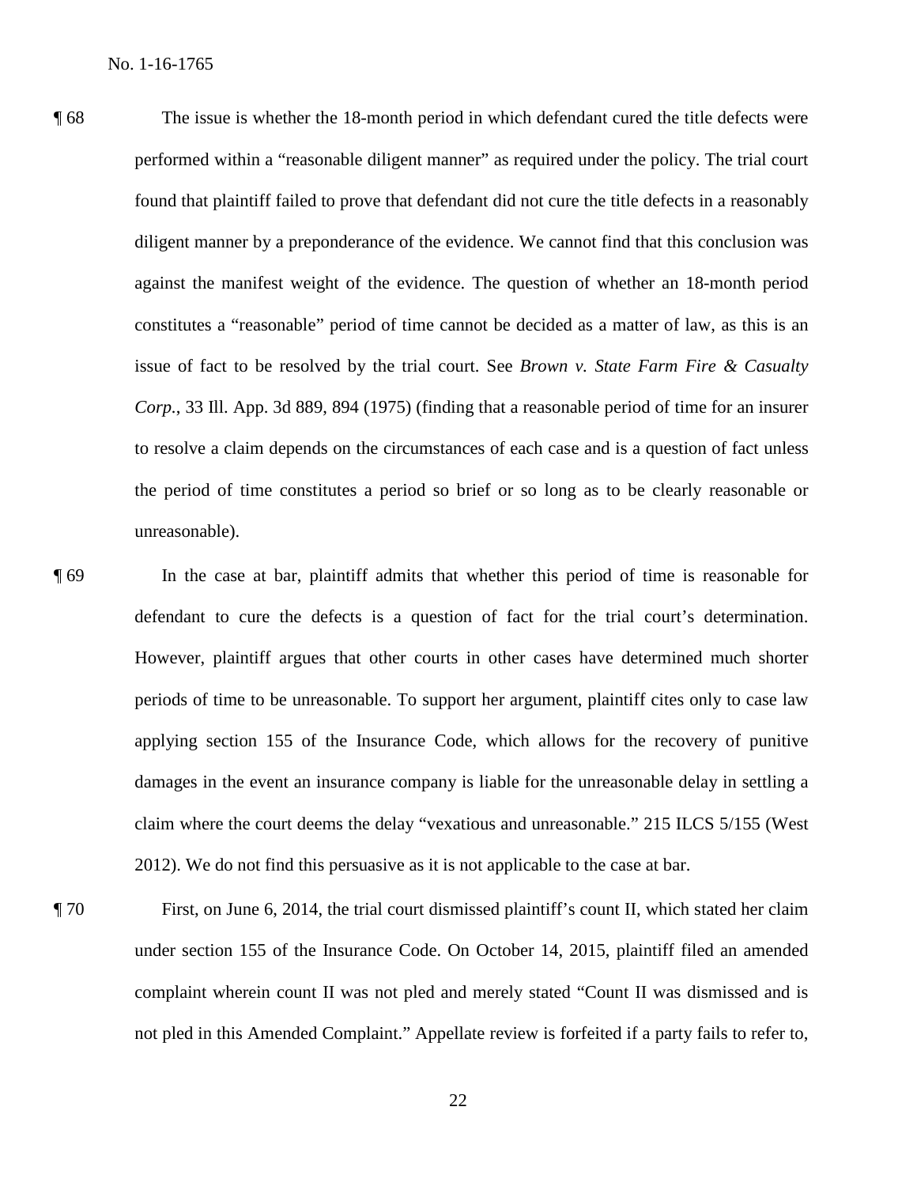¶ 68 The issue is whether the 18-month period in which defendant cured the title defects were performed within a "reasonable diligent manner" as required under the policy. The trial court found that plaintiff failed to prove that defendant did not cure the title defects in a reasonably diligent manner by a preponderance of the evidence. We cannot find that this conclusion was against the manifest weight of the evidence. The question of whether an 18-month period constitutes a "reasonable" period of time cannot be decided as a matter of law, as this is an issue of fact to be resolved by the trial court. See *Brown v. State Farm Fire & Casualty Corp.*, 33 Ill. App. 3d 889, 894 (1975) (finding that a reasonable period of time for an insurer to resolve a claim depends on the circumstances of each case and is a question of fact unless the period of time constitutes a period so brief or so long as to be clearly reasonable or unreasonable).

¶ 69 In the case at bar, plaintiff admits that whether this period of time is reasonable for defendant to cure the defects is a question of fact for the trial court's determination. However, plaintiff argues that other courts in other cases have determined much shorter periods of time to be unreasonable. To support her argument, plaintiff cites only to case law applying section 155 of the Insurance Code, which allows for the recovery of punitive damages in the event an insurance company is liable for the unreasonable delay in settling a claim where the court deems the delay "vexatious and unreasonable." 215 ILCS 5/155 (West 2012). We do not find this persuasive as it is not applicable to the case at bar.

¶ 70 First, on June 6, 2014, the trial court dismissed plaintiff's count II, which stated her claim under section 155 of the Insurance Code. On October 14, 2015, plaintiff filed an amended complaint wherein count II was not pled and merely stated "Count II was dismissed and is not pled in this Amended Complaint." Appellate review is forfeited if a party fails to refer to,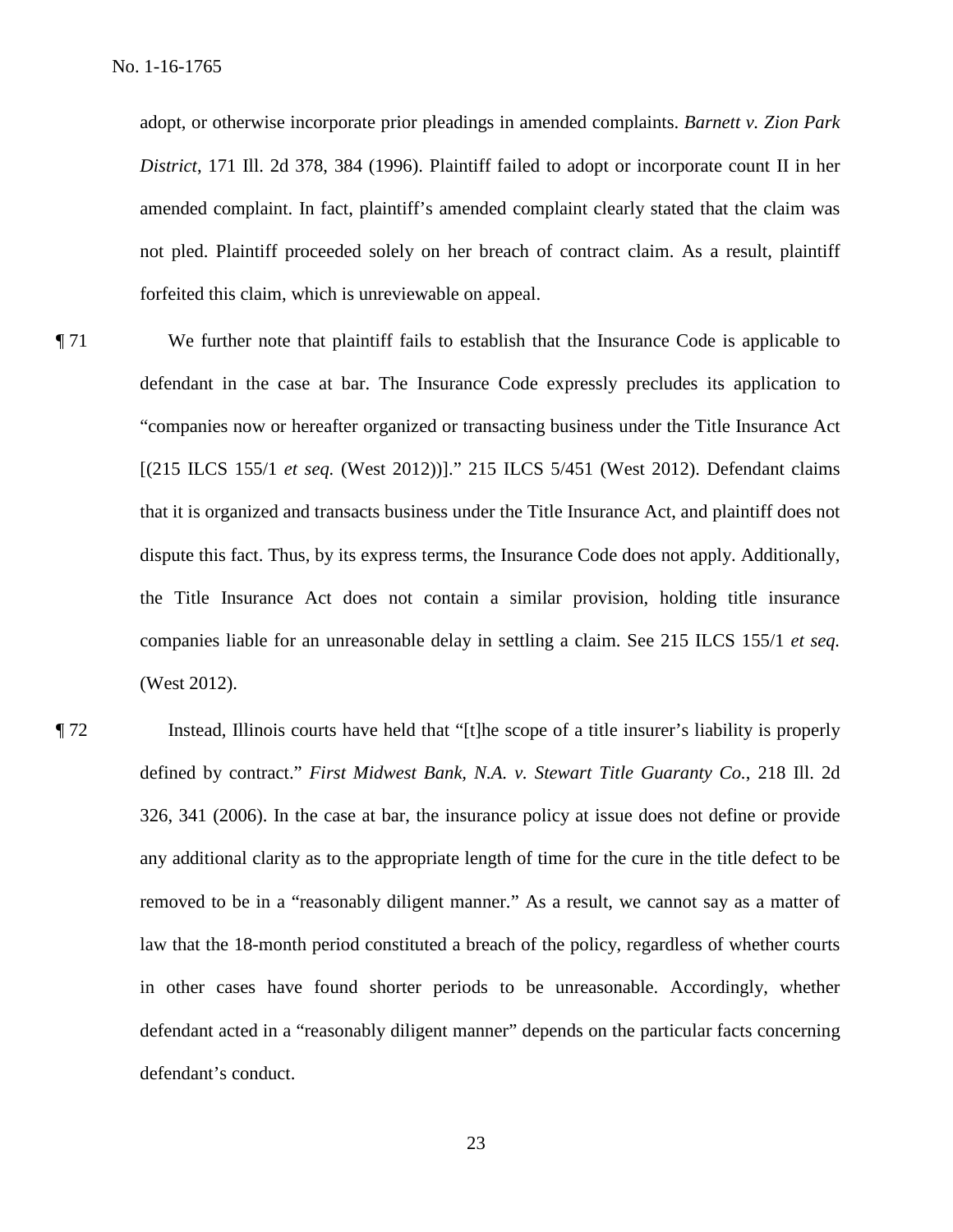adopt, or otherwise incorporate prior pleadings in amended complaints. *Barnett v. Zion Park District*, 171 Ill. 2d 378, 384 (1996). Plaintiff failed to adopt or incorporate count II in her amended complaint. In fact, plaintiff's amended complaint clearly stated that the claim was not pled. Plaintiff proceeded solely on her breach of contract claim. As a result, plaintiff forfeited this claim, which is unreviewable on appeal.

¶ 71 We further note that plaintiff fails to establish that the Insurance Code is applicable to defendant in the case at bar. The Insurance Code expressly precludes its application to "companies now or hereafter organized or transacting business under the Title Insurance Act [(215 ILCS 155/1 *et seq.* (West 2012))]." 215 ILCS 5/451 (West 2012). Defendant claims that it is organized and transacts business under the Title Insurance Act, and plaintiff does not dispute this fact. Thus, by its express terms, the Insurance Code does not apply. Additionally, the Title Insurance Act does not contain a similar provision, holding title insurance companies liable for an unreasonable delay in settling a claim. See 215 ILCS 155/1 *et seq.* (West 2012).

¶ 72 Instead, Illinois courts have held that "[t]he scope of a title insurer's liability is properly defined by contract." *First Midwest Bank, N.A. v. Stewart Title Guaranty Co.*, 218 Ill. 2d 326, 341 (2006). In the case at bar, the insurance policy at issue does not define or provide any additional clarity as to the appropriate length of time for the cure in the title defect to be removed to be in a "reasonably diligent manner." As a result, we cannot say as a matter of law that the 18-month period constituted a breach of the policy, regardless of whether courts in other cases have found shorter periods to be unreasonable. Accordingly, whether defendant acted in a "reasonably diligent manner" depends on the particular facts concerning defendant's conduct.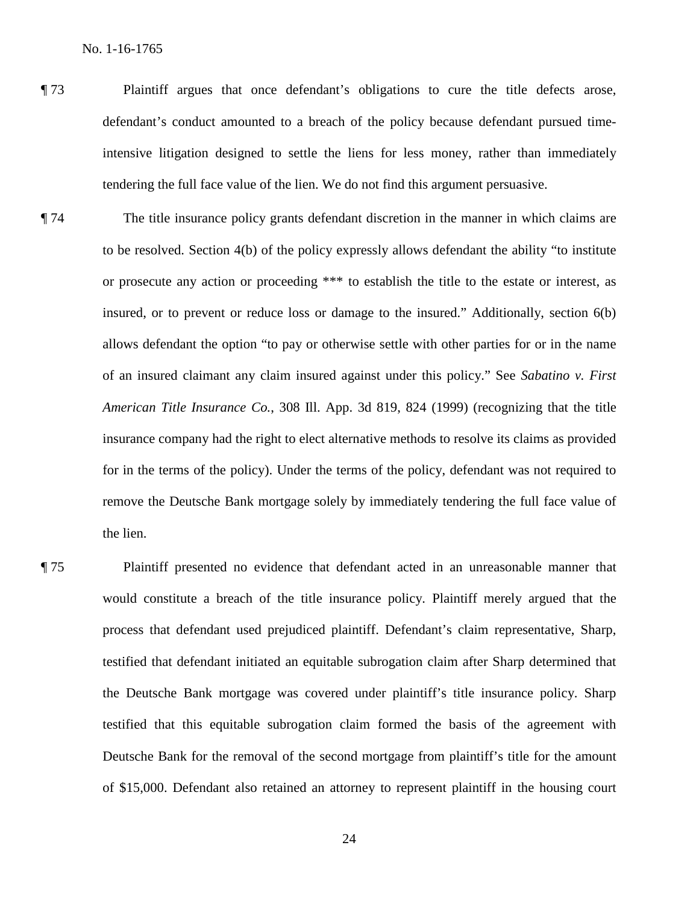¶ 73 Plaintiff argues that once defendant's obligations to cure the title defects arose, defendant's conduct amounted to a breach of the policy because defendant pursued time-intensive litigation designed to settle the liens for less money, rather than immediately tendering the full face value of the lien. We do not find this argument persuasive.

¶ 74 The title insurance policy grants defendant discretion in the manner in which claims are to be resolved. Section 4(b) of the policy expressly allows defendant the ability "to institute or prosecute any action or proceeding *** to establish the title to the estate or interest, as insured, or to prevent or reduce loss or damage to the insured." Additionally, section 6(b) allows defendant the option "to pay or otherwise settle with other parties for or in the name of an insured claimant any claim insured against under this policy." See *Sabatino v. First American Title Insurance Co.*, 308 Ill. App. 3d 819, 824 (1999) (recognizing that the title insurance company had the right to elect alternative methods to resolve its claims as provided for in the terms of the policy). Under the terms of the policy, defendant was not required to remove the Deutsche Bank mortgage solely by immediately tendering the full face value of the lien.

¶ 75 Plaintiff presented no evidence that defendant acted in an unreasonable manner that would constitute a breach of the title insurance policy. Plaintiff merely argued that the process that defendant used prejudiced plaintiff. Defendant's claim representative, Sharp, testified that defendant initiated an equitable subrogation claim after Sharp determined that the Deutsche Bank mortgage was covered under plaintiff's title insurance policy. Sharp testified that this equitable subrogation claim formed the basis of the agreement with Deutsche Bank for the removal of the second mortgage from plaintiff's title for the amount of $15,000. Defendant also retained an attorney to represent plaintiff in the housing court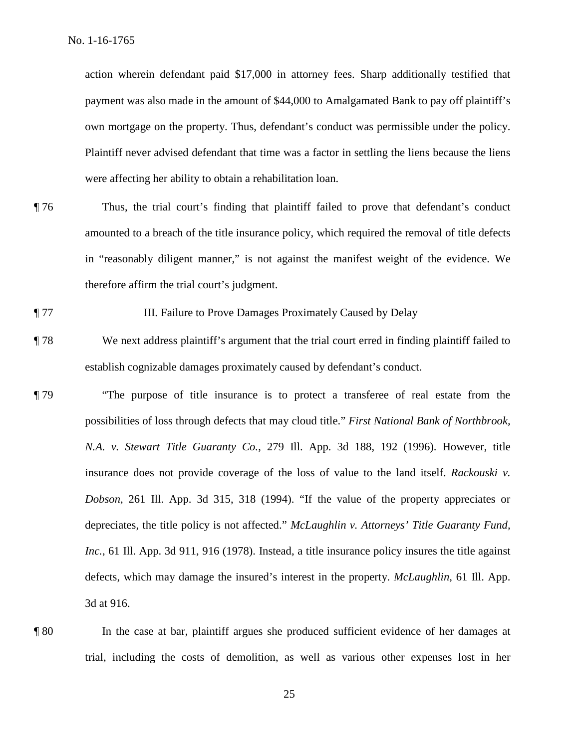action wherein defendant paid $17,000 in attorney fees. Sharp additionally testified that payment was also made in the amount of $44,000 to Amalgamated Bank to pay off plaintiff's own mortgage on the property. Thus, defendant's conduct was permissible under the policy. Plaintiff never advised defendant that time was a factor in settling the liens because the liens were affecting her ability to obtain a rehabilitation loan.

¶ 76 Thus, the trial court's finding that plaintiff failed to prove that defendant's conduct amounted to a breach of the title insurance policy, which required the removal of title defects in "reasonably diligent manner," is not against the manifest weight of the evidence. We therefore affirm the trial court's judgment.

¶ 77 III. Failure to Prove Damages Proximately Caused by Delay

¶ 78 We next address plaintiff's argument that the trial court erred in finding plaintiff failed to establish cognizable damages proximately caused by defendant's conduct.

¶ 79 "The purpose of title insurance is to protect a transferee of real estate from the possibilities of loss through defects that may cloud title." *First National Bank of Northbrook, N.A. v. Stewart Title Guaranty Co.*, 279 Ill. App. 3d 188, 192 (1996). However, title insurance does not provide coverage of the loss of value to the land itself. *Rackouski v. Dobson*, 261 Ill. App. 3d 315, 318 (1994). "If the value of the property appreciates or depreciates, the title policy is not affected." *McLaughlin v. Attorneys' Title Guaranty Fund, Inc.*, 61 Ill. App. 3d 911, 916 (1978). Instead, a title insurance policy insures the title against defects, which may damage the insured's interest in the property. *McLaughlin*, 61 Ill. App. 3d at 916.

¶ 80 In the case at bar, plaintiff argues she produced sufficient evidence of her damages at trial, including the costs of demolition, as well as various other expenses lost in her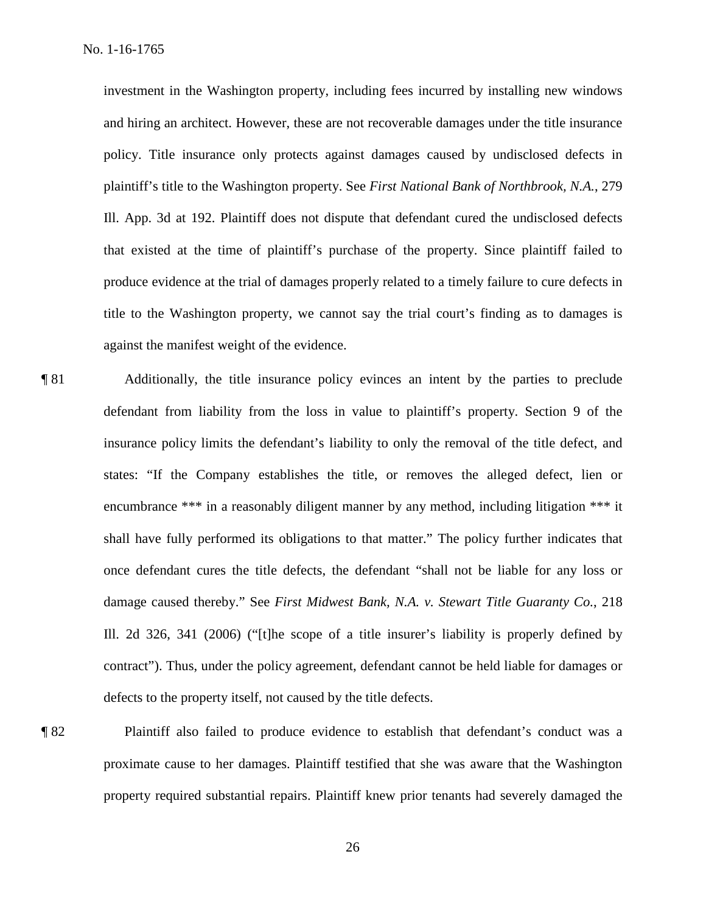investment in the Washington property, including fees incurred by installing new windows and hiring an architect. However, these are not recoverable damages under the title insurance policy. Title insurance only protects against damages caused by undisclosed defects in plaintiff's title to the Washington property. See *First National Bank of Northbrook, N.A.*, 279 Ill. App. 3d at 192. Plaintiff does not dispute that defendant cured the undisclosed defects that existed at the time of plaintiff's purchase of the property. Since plaintiff failed to produce evidence at the trial of damages properly related to a timely failure to cure defects in title to the Washington property, we cannot say the trial court's finding as to damages is against the manifest weight of the evidence.

¶ 81 Additionally, the title insurance policy evinces an intent by the parties to preclude defendant from liability from the loss in value to plaintiff's property. Section 9 of the insurance policy limits the defendant's liability to only the removal of the title defect, and states: "If the Company establishes the title, or removes the alleged defect, lien or encumbrance *** in a reasonably diligent manner by any method, including litigation *** it shall have fully performed its obligations to that matter." The policy further indicates that once defendant cures the title defects, the defendant "shall not be liable for any loss or damage caused thereby." See *First Midwest Bank, N.A. v. Stewart Title Guaranty Co.*, 218 Ill. 2d 326, 341 (2006) ("[t]he scope of a title insurer's liability is properly defined by contract"). Thus, under the policy agreement, defendant cannot be held liable for damages or defects to the property itself, not caused by the title defects.

¶ 82 Plaintiff also failed to produce evidence to establish that defendant's conduct was a proximate cause to her damages. Plaintiff testified that she was aware that the Washington property required substantial repairs. Plaintiff knew prior tenants had severely damaged the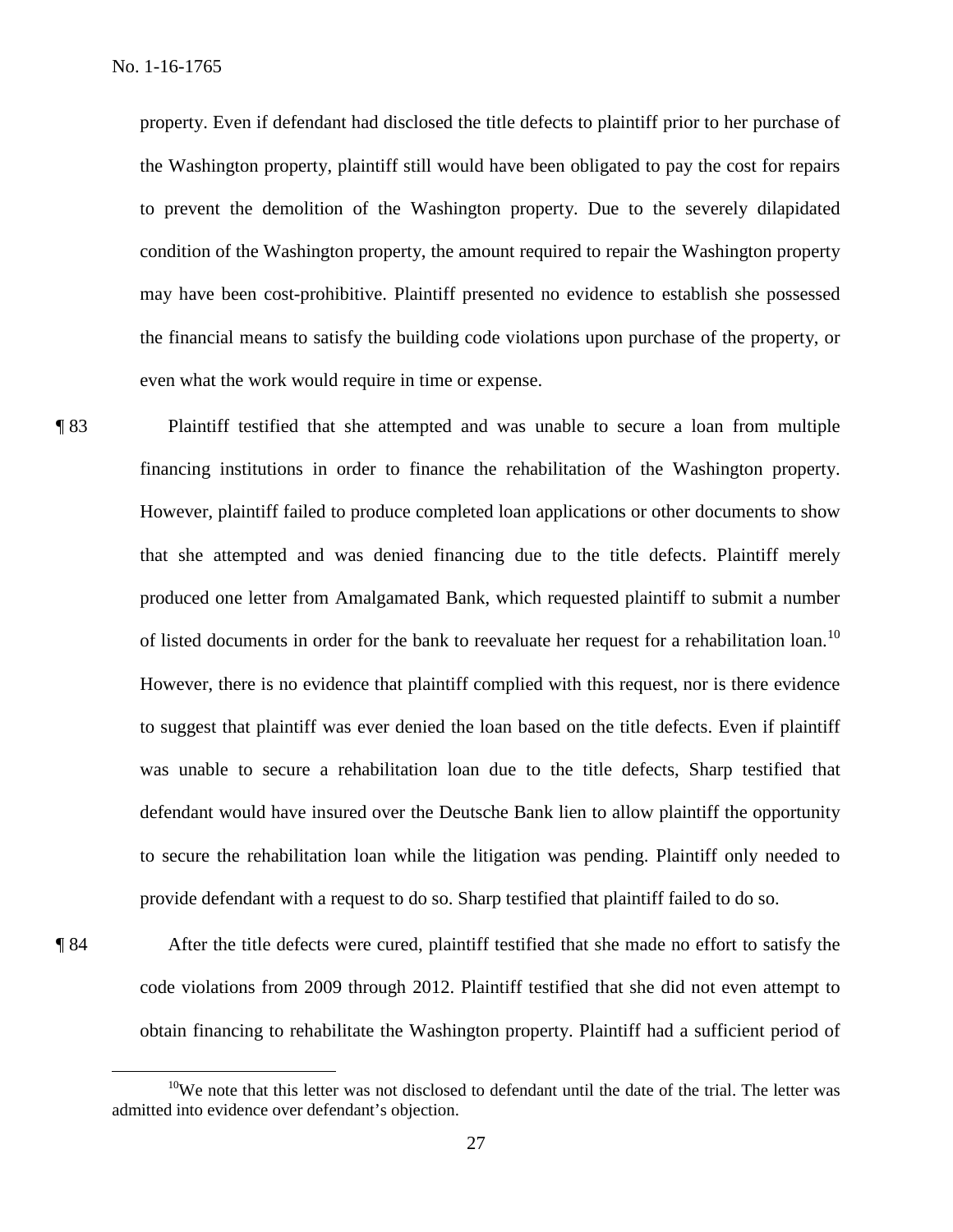property. Even if defendant had disclosed the title defects to plaintiff prior to her purchase of the Washington property, plaintiff still would have been obligated to pay the cost for repairs to prevent the demolition of the Washington property. Due to the severely dilapidated condition of the Washington property, the amount required to repair the Washington property may have been cost-prohibitive. Plaintiff presented no evidence to establish she possessed the financial means to satisfy the building code violations upon purchase of the property, or even what the work would require in time or expense.

¶ 83 Plaintiff testified that she attempted and was unable to secure a loan from multiple financing institutions in order to finance the rehabilitation of the Washington property. However, plaintiff failed to produce completed loan applications or other documents to show that she attempted and was denied financing due to the title defects. Plaintiff merely produced one letter from Amalgamated Bank, which requested plaintiff to submit a number of listed documents in order for the bank to reevaluate her request for a rehabilitation loan.[10] However, there is no evidence that plaintiff complied with this request, nor is there evidence to suggest that plaintiff was ever denied the loan based on the title defects. Even if plaintiff was unable to secure a rehabilitation loan due to the title defects, Sharp testified that defendant would have insured over the Deutsche Bank lien to allow plaintiff the opportunity to secure the rehabilitation loan while the litigation was pending. Plaintiff only needed to provide defendant with a request to do so. Sharp testified that plaintiff failed to do so.

¶ 84 After the title defects were cured, plaintiff testified that she made no effort to satisfy the code violations from 2009 through 2012. Plaintiff testified that she did not even attempt to obtain financing to rehabilitate the Washington property. Plaintiff had a sufficient period of

[10] We note that this letter was not disclosed to defendant until the date of the trial. The letter was admitted into evidence over defendant's objection.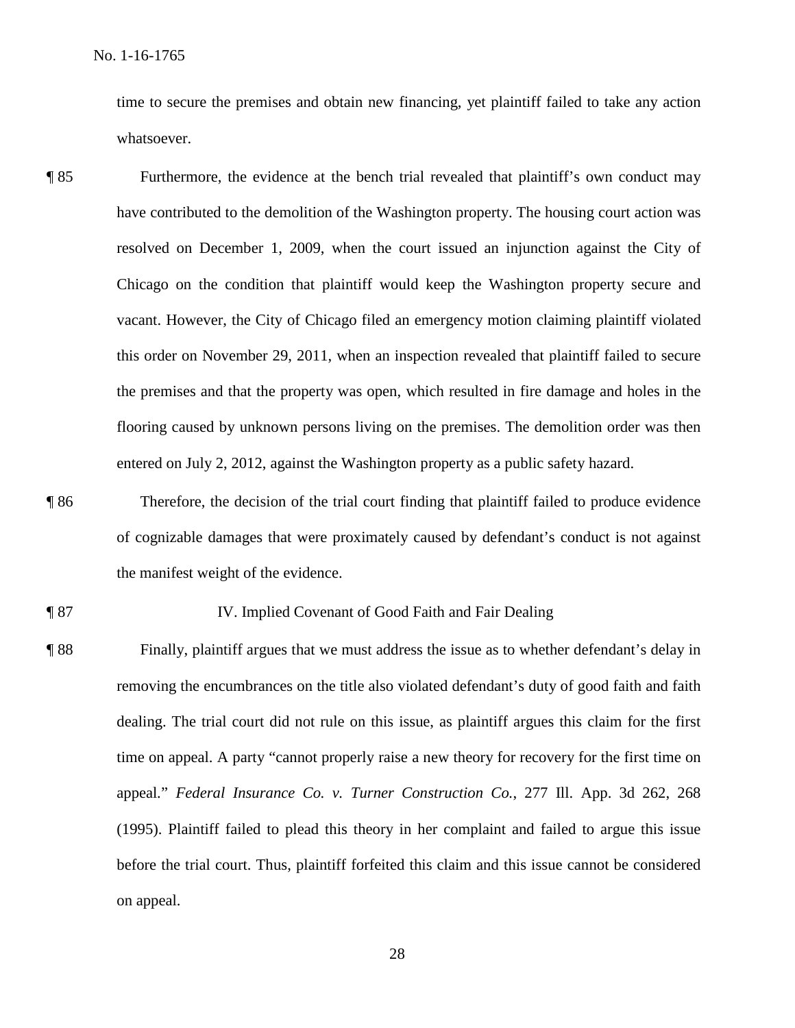time to secure the premises and obtain new financing, yet plaintiff failed to take any action whatsoever.

¶ 85 Furthermore, the evidence at the bench trial revealed that plaintiff's own conduct may have contributed to the demolition of the Washington property. The housing court action was resolved on December 1, 2009, when the court issued an injunction against the City of Chicago on the condition that plaintiff would keep the Washington property secure and vacant. However, the City of Chicago filed an emergency motion claiming plaintiff violated this order on November 29, 2011, when an inspection revealed that plaintiff failed to secure the premises and that the property was open, which resulted in fire damage and holes in the flooring caused by unknown persons living on the premises. The demolition order was then entered on July 2, 2012, against the Washington property as a public safety hazard.

¶ 86 Therefore, the decision of the trial court finding that plaintiff failed to produce evidence of cognizable damages that were proximately caused by defendant's conduct is not against the manifest weight of the evidence.

¶ 87 IV. Implied Covenant of Good Faith and Fair Dealing

¶ 88 Finally, plaintiff argues that we must address the issue as to whether defendant's delay in removing the encumbrances on the title also violated defendant's duty of good faith and faith dealing. The trial court did not rule on this issue, as plaintiff argues this claim for the first time on appeal. A party "cannot properly raise a new theory for recovery for the first time on appeal." *Federal Insurance Co. v. Turner Construction Co.*, 277 Ill. App. 3d 262, 268 (1995). Plaintiff failed to plead this theory in her complaint and failed to argue this issue before the trial court. Thus, plaintiff forfeited this claim and this issue cannot be considered on appeal.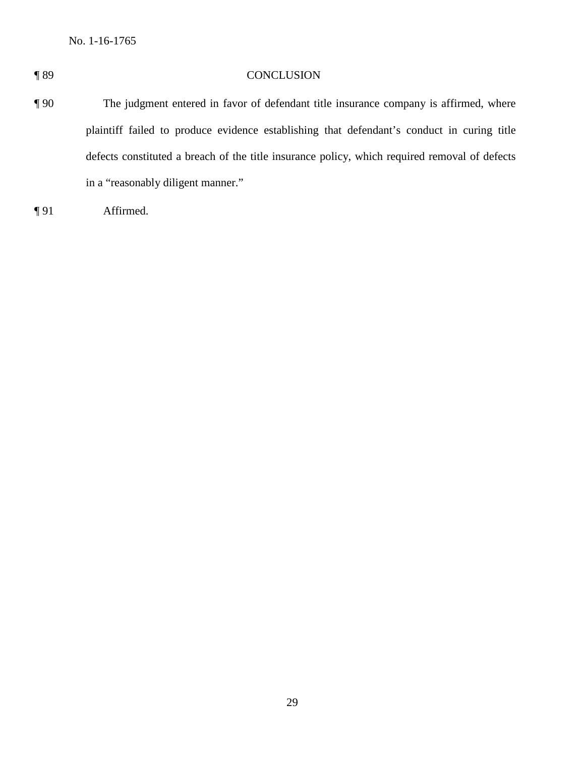¶ 89 CONCLUSION

¶ 90 The judgment entered in favor of defendant title insurance company is affirmed, where plaintiff failed to produce evidence establishing that defendant's conduct in curing title defects constituted a breach of the title insurance policy, which required removal of defects in a "reasonably diligent manner."

¶ 91 Affirmed.